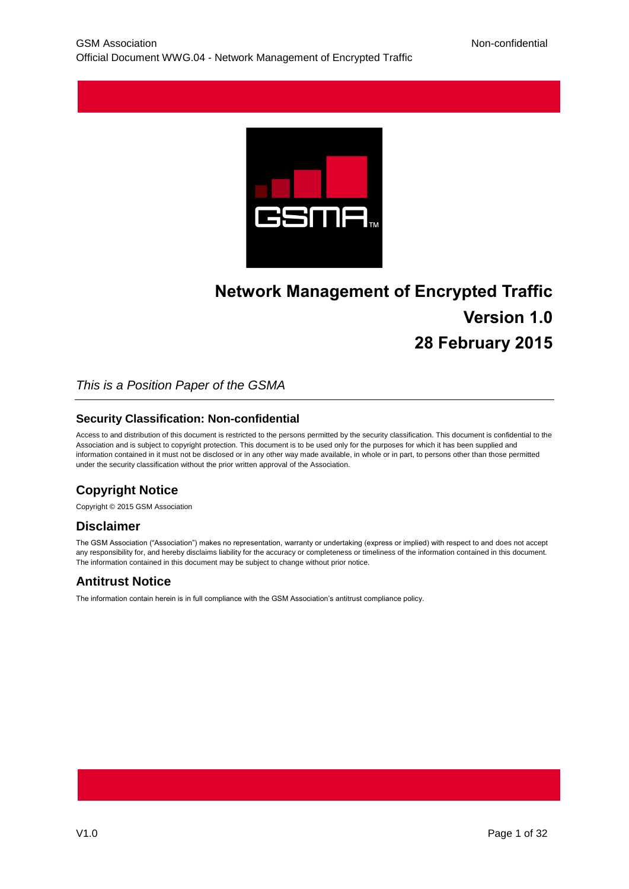# Network Management of Encrypted Traffic

# Version 1.0

# 28 February 2015

*This is a Position Paper of the GSMA*

### Security Classification: Non-confidential

Access to and distribution of this document is restricted to the persons permitted by the security classification. This document is confidential to the Association and is subject to copyright protection. This document is to be used only for the purposes for which it has been supplied and information contained in it must not be disclosed or in any other way made available, in whole or in part, to persons other than those permitted under the security classification without the prior written approval of the Association.

## Copyright Notice

Copyright © 2015 GSM Association

## Disclaimer

The GSM Association ("Association") makes no representation, warranty or undertaking (express or implied) with respect to and does not accept any responsibility for, and hereby disclaims liability for the accuracy or completeness or timeliness of the information contained in this document. The information contained in this document may be subject to change without prior notice.

## Antitrust Notice

The information contain herein is in full compliance with the GSM Association's antitrust compliance policy.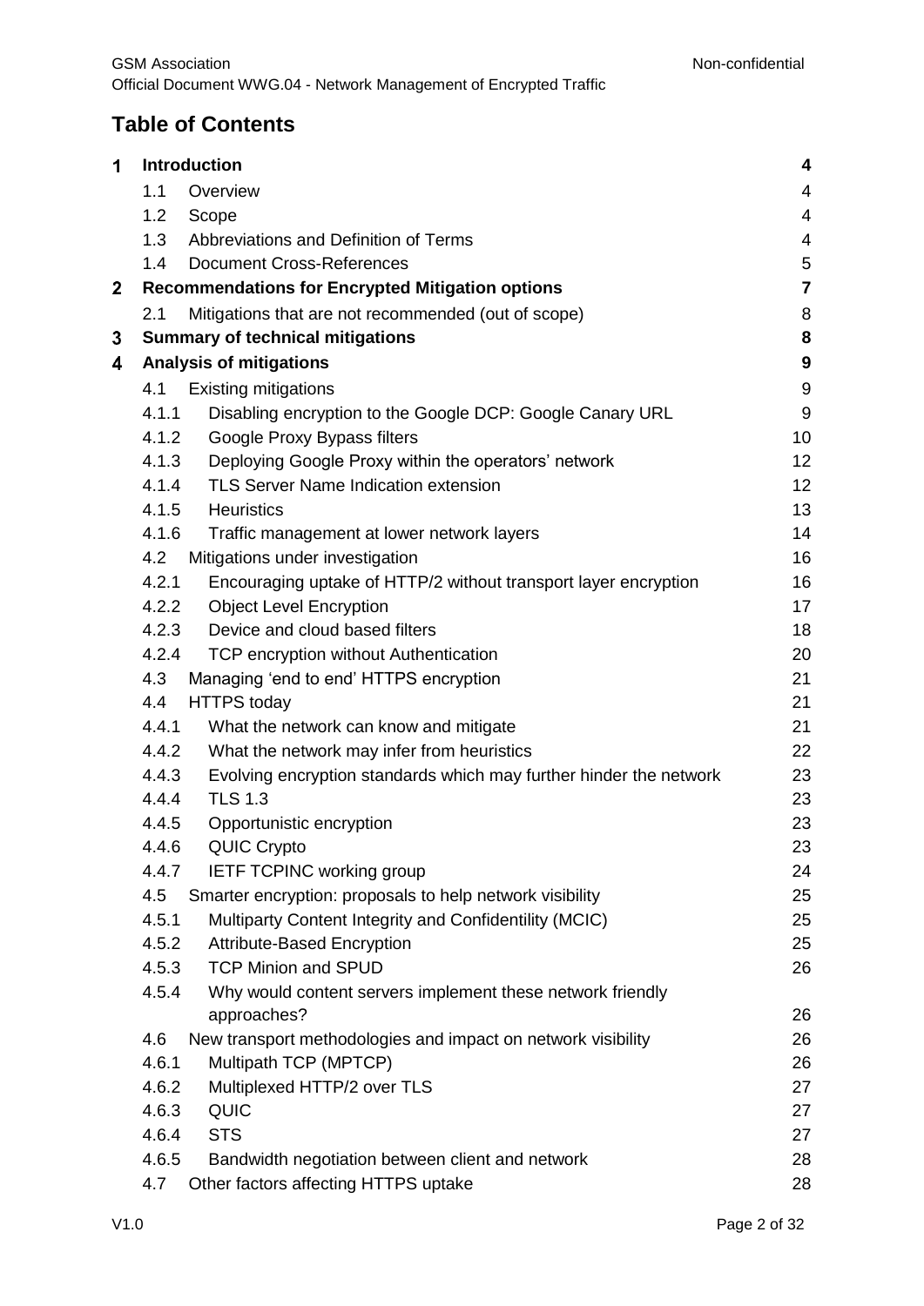## Table of Contents

| | | |
|---|---|---|
| **1** | **Introduction** | **4** |
| 1.1 | Overview | 4 |
| 1.2 | Scope | 4 |
| 1.3 | Abbreviations and Definition of Terms | 4 |
| 1.4 | Document Cross-References | 5 |
| **2** | **Recommendations for Encrypted Mitigation options** | **7** |
| 2.1 | Mitigations that are not recommended (out of scope) | 8 |
| **3** | **Summary of technical mitigations** | **8** |
| **4** | **Analysis of mitigations** | **9** |
| 4.1 | Existing mitigations | 9 |
| 4.1.1 | Disabling encryption to the Google DCP: Google Canary URL | 9 |
| 4.1.2 | Google Proxy Bypass filters | 10 |
| 4.1.3 | Deploying Google Proxy within the operators' network | 12 |
| 4.1.4 | TLS Server Name Indication extension | 12 |
| 4.1.5 | Heuristics | 13 |
| 4.1.6 | Traffic management at lower network layers | 14 |
| 4.2 | Mitigations under investigation | 16 |
| 4.2.1 | Encouraging uptake of HTTP/2 without transport layer encryption | 16 |
| 4.2.2 | Object Level Encryption | 17 |
| 4.2.3 | Device and cloud based filters | 18 |
| 4.2.4 | TCP encryption without Authentication | 20 |
| 4.3 | Managing 'end to end' HTTPS encryption | 21 |
| 4.4 | HTTPS today | 21 |
| 4.4.1 | What the network can know and mitigate | 21 |
| 4.4.2 | What the network may infer from heuristics | 22 |
| 4.4.3 | Evolving encryption standards which may further hinder the network | 23 |
| 4.4.4 | TLS 1.3 | 23 |
| 4.4.5 | Opportunistic encryption | 23 |
| 4.4.6 | QUIC Crypto | 23 |
| 4.4.7 | IETF TCPINC working group | 24 |
| 4.5 | Smarter encryption: proposals to help network visibility | 25 |
| 4.5.1 | Multiparty Content Integrity and Confidentility (MCIC) | 25 |
| 4.5.2 | Attribute-Based Encryption | 25 |
| 4.5.3 | TCP Minion and SPUD | 26 |
| 4.5.4 | Why would content servers implement these network friendly approaches? | 26 |
| 4.6 | New transport methodologies and impact on network visibility | 26 |
| 4.6.1 | Multipath TCP (MPTCP) | 26 |
| 4.6.2 | Multiplexed HTTP/2 over TLS | 27 |
| 4.6.3 | QUIC | 27 |
| 4.6.4 | STS | 27 |
| 4.6.5 | Bandwidth negotiation between client and network | 28 |
| 4.7 | Other factors affecting HTTPS uptake | 28 |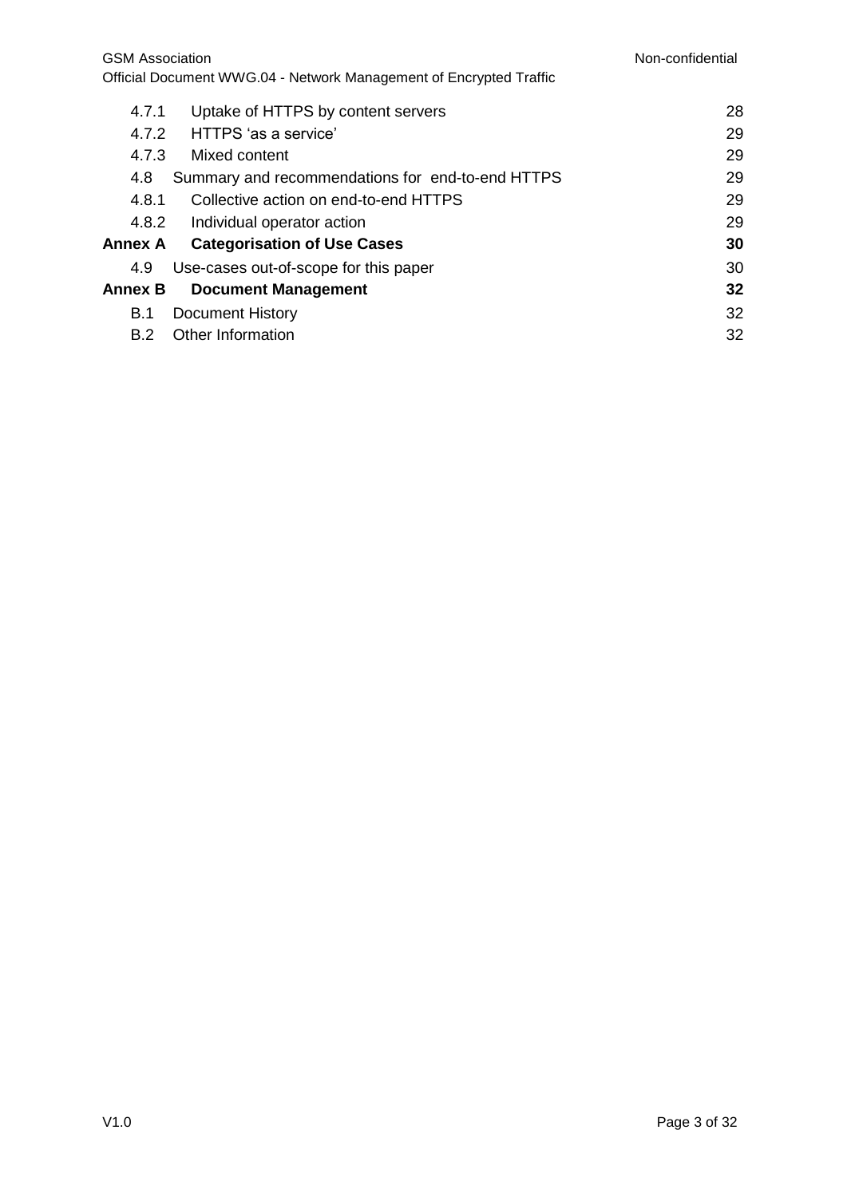| | | |
|---|---|---|
| 4.7.1 | Uptake of HTTPS by content servers | 28 |
| 4.7.2 | HTTPS 'as a service' | 29 |
| 4.7.3 | Mixed content | 29 |
| 4.8 | Summary and recommendations for end-to-end HTTPS | 29 |
| 4.8.1 | Collective action on end-to-end HTTPS | 29 |
| 4.8.2 | Individual operator action | 29 |
| **Annex A** | **Categorisation of Use Cases** | **30** |
| 4.9 | Use-cases out-of-scope for this paper | 30 |
| **Annex B** | **Document Management** | **32** |
| B.1 | Document History | 32 |
| B.2 | Other Information | 32 |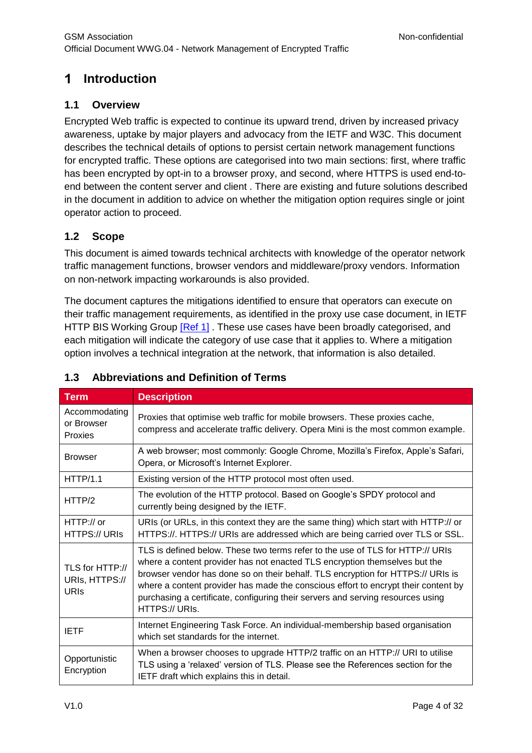# 1 Introduction

## 1.1 Overview

Encrypted Web traffic is expected to continue its upward trend, driven by increased privacy awareness, uptake by major players and advocacy from the IETF and W3C. This document describes the technical details of options to persist certain network management functions for encrypted traffic. These options are categorised into two main sections: first, where traffic has been encrypted by opt-in to a browser proxy, and second, where HTTPS is used end-to-end between the content server and client . There are existing and future solutions described in the document in addition to advice on whether the mitigation option requires single or joint operator action to proceed.

## 1.2 Scope

This document is aimed towards technical architects with knowledge of the operator network traffic management functions, browser vendors and middleware/proxy vendors. Information on non-network impacting workarounds is also provided.

The document captures the mitigations identified to ensure that operators can execute on their traffic management requirements, as identified in the proxy use case document, in IETF HTTP BIS Working Group [Ref 1] . These use cases have been broadly categorised, and each mitigation will indicate the category of use case that it applies to. Where a mitigation option involves a technical integration at the network, that information is also detailed.

## 1.3 Abbreviations and Definition of Terms

| Term | Description |
|---|---|
| Accommodating or Browser Proxies | Proxies that optimise web traffic for mobile browsers. These proxies cache, compress and accelerate traffic delivery. Opera Mini is the most common example. |
| Browser | A web browser; most commonly: Google Chrome, Mozilla's Firefox, Apple's Safari, Opera, or Microsoft's Internet Explorer. |
| HTTP/1.1 | Existing version of the HTTP protocol most often used. |
| HTTP/2 | The evolution of the HTTP protocol. Based on Google's SPDY protocol and currently being designed by the IETF. |
| HTTP:// or HTTPS:// URIs | URIs (or URLs, in this context they are the same thing) which start with HTTP:// or HTTPS://. HTTPS:// URIs are addressed which are being carried over TLS or SSL. |
| TLS for HTTP:// URIs, HTTPS:// URIs | TLS is defined below. These two terms refer to the use of TLS for HTTP:// URIs where a content provider has not enacted TLS encryption themselves but the browser vendor has done so on their behalf. TLS encryption for HTTPS:// URIs is where a content provider has made the conscious effort to encrypt their content by purchasing a certificate, configuring their servers and serving resources using HTTPS:// URIs. |
| IETF | Internet Engineering Task Force. An individual-membership based organisation which set standards for the internet. |
| Opportunistic Encryption | When a browser chooses to upgrade HTTP/2 traffic on an HTTP:// URI to utilise TLS using a 'relaxed' version of TLS. Please see the References section for the IETF draft which explains this in detail. |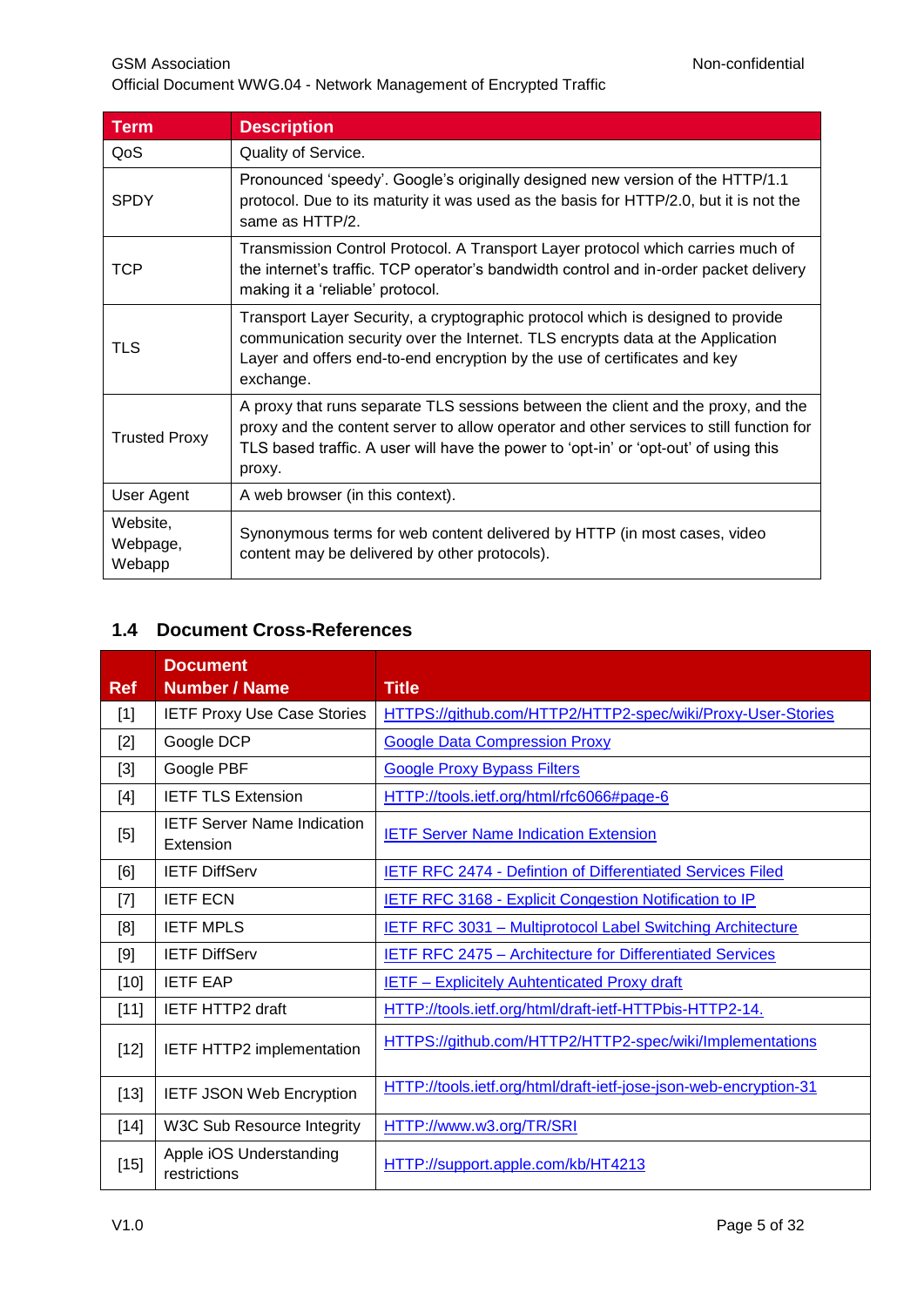| Term | Description |
|---|---|
| QoS | Quality of Service. |
| SPDY | Pronounced 'speedy'. Google's originally designed new version of the HTTP/1.1 protocol. Due to its maturity it was used as the basis for HTTP/2.0, but it is not the same as HTTP/2. |
| TCP | Transmission Control Protocol. A Transport Layer protocol which carries much of the internet's traffic. TCP operator's bandwidth control and in-order packet delivery making it a 'reliable' protocol. |
| TLS | Transport Layer Security, a cryptographic protocol which is designed to provide communication security over the Internet. TLS encrypts data at the Application Layer and offers end-to-end encryption by the use of certificates and key exchange. |
| Trusted Proxy | A proxy that runs separate TLS sessions between the client and the proxy, and the proxy and the content server to allow operator and other services to still function for TLS based traffic. A user will have the power to 'opt-in' or 'opt-out' of using this proxy. |
| User Agent | A web browser (in this context). |
| Website, Webpage, Webapp | Synonymous terms for web content delivered by HTTP (in most cases, video content may be delivered by other protocols). |

## 1.4 Document Cross-References

| Ref | Document Number / Name | Title |
|---|---|---|
| [1] | IETF Proxy Use Case Stories | HTTPS://github.com/HTTP2/HTTP2-spec/wiki/Proxy-User-Stories |
| [2] | Google DCP | Google Data Compression Proxy |
| [3] | Google PBF | Google Proxy Bypass Filters |
| [4] | IETF TLS Extension | HTTP://tools.ietf.org/html/rfc6066#page-6 |
| [5] | IETF Server Name Indication Extension | IETF Server Name Indication Extension |
| [6] | IETF DiffServ | IETF RFC 2474 - Defintion of Differentiated Services Filed |
| [7] | IETF ECN | IETF RFC 3168 - Explicit Congestion Notification to IP |
| [8] | IETF MPLS | IETF RFC 3031 – Multiprotocol Label Switching Architecture |
| [9] | IETF DiffServ | IETF RFC 2475 – Architecture for Differentiated Services |
| [10] | IETF EAP | IETF – Explicitely Auhtenticated Proxy draft |
| [11] | IETF HTTP2 draft | HTTP://tools.ietf.org/html/draft-ietf-HTTPbis-HTTP2-14. |
| [12] | IETF HTTP2 implementation | HTTPS://github.com/HTTP2/HTTP2-spec/wiki/Implementations |
| [13] | IETF JSON Web Encryption | HTTP://tools.ietf.org/html/draft-ietf-jose-json-web-encryption-31 |
| [14] | W3C Sub Resource Integrity | HTTP://www.w3.org/TR/SRI |
| [15] | Apple iOS Understanding restrictions | HTTP://support.apple.com/kb/HT4213 |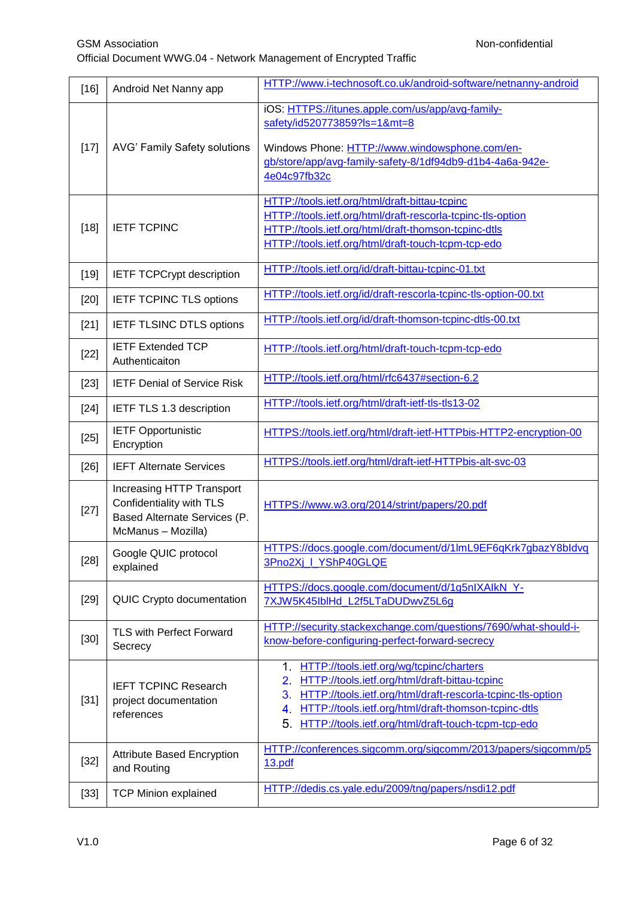| | | |
|---|---|---|
| [16] | Android Net Nanny app | HTTP://www.i-technosoft.co.uk/android-software/netnanny-android |
| [17] | AVG' Family Safety solutions | iOS: HTTPS://itunes.apple.com/us/app/avg-family-safety/id520773859?ls=1&mt=8<br><br>Windows Phone: HTTP://www.windowsphone.com/en-gb/store/app/avg-family-safety-8/1df94db9-d1b4-4a6a-942e-4e04c97fb32c |
| [18] | IETF TCPINC | HTTP://tools.ietf.org/html/draft-bittau-tcpinc<br>HTTP://tools.ietf.org/html/draft-rescorla-tcpinc-tls-option<br>HTTP://tools.ietf.org/html/draft-thomson-tcpinc-dtls<br>HTTP://tools.ietf.org/html/draft-touch-tcpm-tcp-edo |
| [19] | IETF TCPCrypt description | HTTP://tools.ietf.org/id/draft-bittau-tcpinc-01.txt |
| [20] | IETF TCPINC TLS options | HTTP://tools.ietf.org/id/draft-rescorla-tcpinc-tls-option-00.txt |
| [21] | IETF TLSINC DTLS options | HTTP://tools.ietf.org/id/draft-thomson-tcpinc-dtls-00.txt |
| [22] | IETF Extended TCP Authenticaiton | HTTP://tools.ietf.org/html/draft-touch-tcpm-tcp-edo |
| [23] | IETF Denial of Service Risk | HTTP://tools.ietf.org/html/rfc6437#section-6.2 |
| [24] | IETF TLS 1.3 description | HTTP://tools.ietf.org/html/draft-ietf-tls-tls13-02 |
| [25] | IETF Opportunistic Encryption | HTTPS://tools.ietf.org/html/draft-ietf-HTTPbis-HTTP2-encryption-00 |
| [26] | IEFT Alternate Services | HTTPS://tools.ietf.org/html/draft-ietf-HTTPbis-alt-svc-03 |
| [27] | Increasing HTTP Transport Confidentiality with TLS Based Alternate Services (P. McManus – Mozilla) | HTTPS://www.w3.org/2014/strint/papers/20.pdf |
| [28] | Google QUIC protocol explained | HTTPS://docs.google.com/document/d/1lmL9EF6qKrk7gbazY8bIdvq3Pno2Xj_l_YShP40GLQE |
| [29] | QUIC Crypto documentation | HTTPS://docs.google.com/document/d/1g5nIXAIkN_Y-7XJW5K45IblHd_L2f5LTaDUDwvZ5L6g |
| [30] | TLS with Perfect Forward Secrecy | HTTP://security.stackexchange.com/questions/7690/what-should-i-know-before-configuring-perfect-forward-secrecy |
| [31] | IEFT TCPINC Research project documentation references | 1. HTTP://tools.ietf.org/wg/tcpinc/charters<br>2. HTTP://tools.ietf.org/html/draft-bittau-tcpinc<br>3. HTTP://tools.ietf.org/html/draft-rescorla-tcpinc-tls-option<br>4. HTTP://tools.ietf.org/html/draft-thomson-tcpinc-dtls<br>5. HTTP://tools.ietf.org/html/draft-touch-tcpm-tcp-edo |
| [32] | Attribute Based Encryption and Routing | HTTP://conferences.sigcomm.org/sigcomm/2013/papers/sigcomm/p513.pdf |
| [33] | TCP Minion explained | HTTP://dedis.cs.yale.edu/2009/tng/papers/nsdi12.pdf |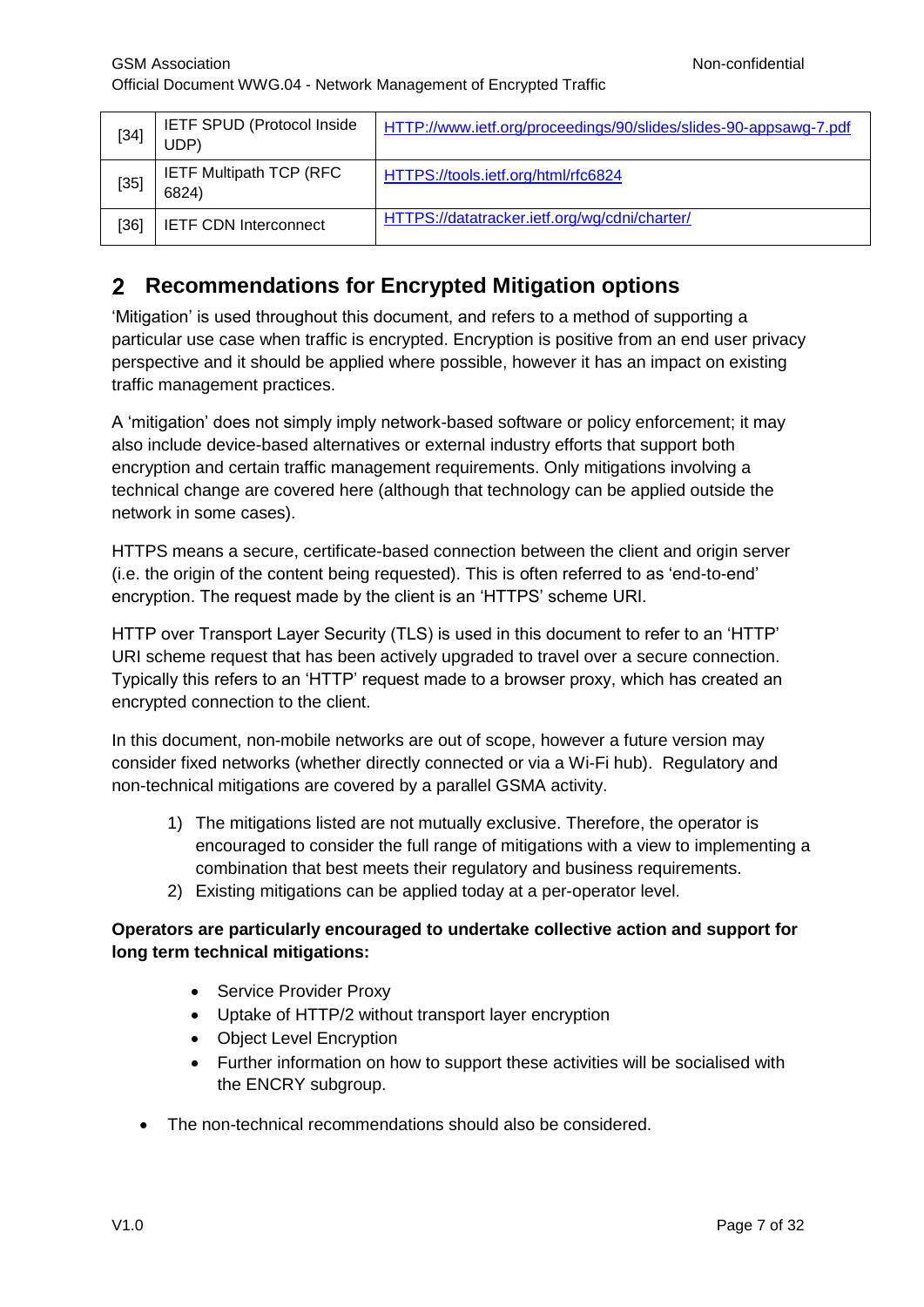| [34] | IETF SPUD (Protocol Inside UDP) | HTTP://www.ietf.org/proceedings/90/slides/slides-90-appsawg-7.pdf |
|---|---|---|
| [35] | IETF Multipath TCP (RFC 6824) | HTTPS://tools.ietf.org/html/rfc6824 |
| [36] | IETF CDN Interconnect | HTTPS://datatracker.ietf.org/wg/cdni/charter/ |

# 2 Recommendations for Encrypted Mitigation options

'Mitigation' is used throughout this document, and refers to a method of supporting a particular use case when traffic is encrypted. Encryption is positive from an end user privacy perspective and it should be applied where possible, however it has an impact on existing traffic management practices.

A 'mitigation' does not simply imply network-based software or policy enforcement; it may also include device-based alternatives or external industry efforts that support both encryption and certain traffic management requirements. Only mitigations involving a technical change are covered here (although that technology can be applied outside the network in some cases).

HTTPS means a secure, certificate-based connection between the client and origin server (i.e. the origin of the content being requested). This is often referred to as 'end-to-end' encryption. The request made by the client is an 'HTTPS' scheme URI.

HTTP over Transport Layer Security (TLS) is used in this document to refer to an 'HTTP' URI scheme request that has been actively upgraded to travel over a secure connection. Typically this refers to an 'HTTP' request made to a browser proxy, which has created an encrypted connection to the client.

In this document, non-mobile networks are out of scope, however a future version may consider fixed networks (whether directly connected or via a Wi-Fi hub). Regulatory and non-technical mitigations are covered by a parallel GSMA activity.

1) The mitigations listed are not mutually exclusive. Therefore, the operator is encouraged to consider the full range of mitigations with a view to implementing a combination that best meets their regulatory and business requirements.
2) Existing mitigations can be applied today at a per-operator level.

**Operators are particularly encouraged to undertake collective action and support for long term technical mitigations:**

- Service Provider Proxy
- Uptake of HTTP/2 without transport layer encryption
- Object Level Encryption
- Further information on how to support these activities will be socialised with the ENCRY subgroup.

- The non-technical recommendations should also be considered.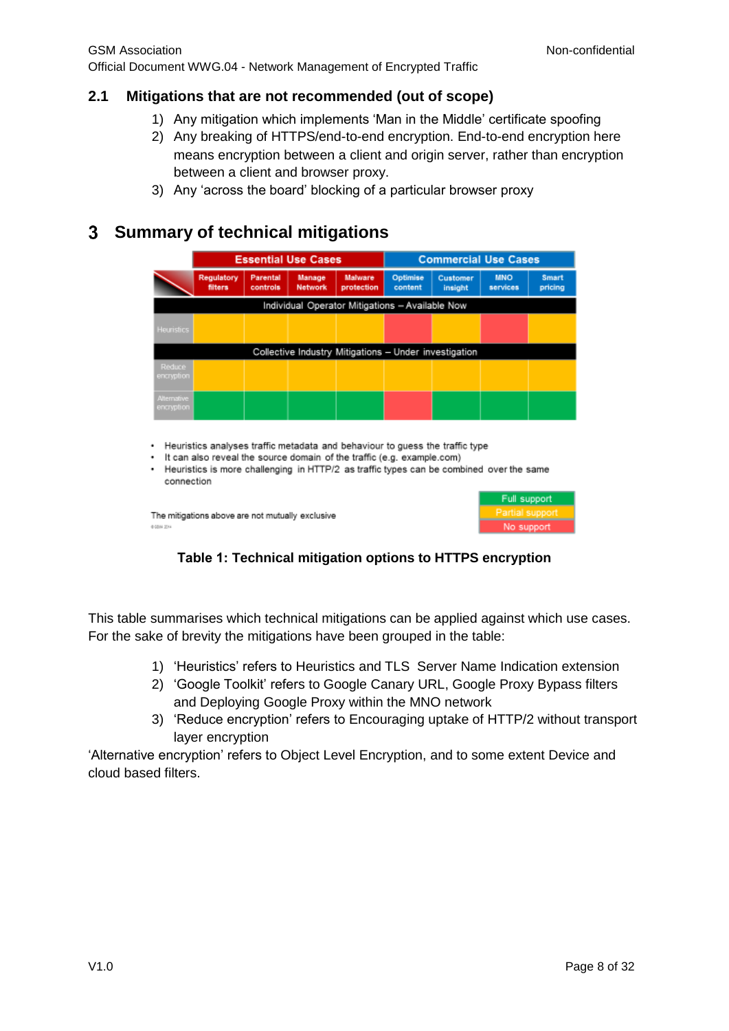### 2.1 Mitigations that are not recommended (out of scope)

1) Any mitigation which implements 'Man in the Middle' certificate spoofing
2) Any breaking of HTTPS/end-to-end encryption. End-to-end encryption here means encryption between a client and origin server, rather than encryption between a client and browser proxy.
3) Any 'across the board' blocking of a particular browser proxy

## 3 Summary of technical mitigations

| | Essential Use Cases | | | | Commercial Use Cases | | | |
|---|---|---|---|---|---|---|---|---|
| | Regulatory filters | Parental controls | Manage Network | Malware protection | Optimise content | Customer insight | MNO services | Smart pricing |
| **Individual Operator Mitigations – Available Now** | | | | | | | | |
| Heuristics | Partial support | Partial support | Partial support | Partial support | No support | Partial support | No support | Partial support |
| **Collective Industry Mitigations – Under investigation** | | | | | | | | |
| Reduce encryption | Partial support | Partial support | Partial support | Partial support | Partial support | Partial support | Partial support | Partial support |
| Alternative encryption | Full support | Full support | Full support | Full support | No support | Full support | Full support | Full support |

- Heuristics analyses traffic metadata and behaviour to guess the traffic type
- It can also reveal the source domain of the traffic (e.g. example.com)
- Heuristics is more challenging in HTTP/2 as traffic types can be combined over the same connection

The mitigations above are not mutually exclusive

Legend: Full support / Partial support / No support

**Table 1: Technical mitigation options to HTTPS encryption**

This table summarises which technical mitigations can be applied against which use cases. For the sake of brevity the mitigations have been grouped in the table:

1) 'Heuristics' refers to Heuristics and TLS Server Name Indication extension
2) 'Google Toolkit' refers to Google Canary URL, Google Proxy Bypass filters and Deploying Google Proxy within the MNO network
3) 'Reduce encryption' refers to Encouraging uptake of HTTP/2 without transport layer encryption

'Alternative encryption' refers to Object Level Encryption, and to some extent Device and cloud based filters.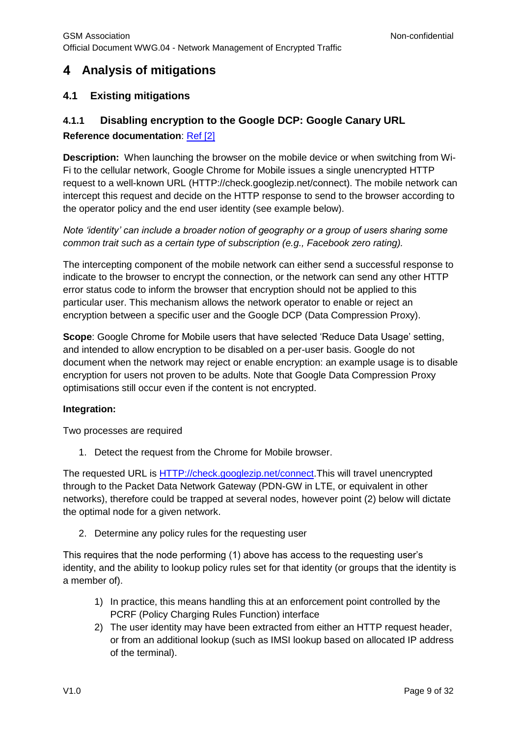# 4 Analysis of mitigations

## 4.1 Existing mitigations

### 4.1.1 Disabling encryption to the Google DCP: Google Canary URL

**Reference documentation**: Ref [2]

**Description:** When launching the browser on the mobile device or when switching from Wi-Fi to the cellular network, Google Chrome for Mobile issues a single unencrypted HTTP request to a well-known URL (HTTP://check.googlezip.net/connect). The mobile network can intercept this request and decide on the HTTP response to send to the browser according to the operator policy and the end user identity (see example below).

*Note 'identity' can include a broader notion of geography or a group of users sharing some common trait such as a certain type of subscription (e.g., Facebook zero rating).*

The intercepting component of the mobile network can either send a successful response to indicate to the browser to encrypt the connection, or the network can send any other HTTP error status code to inform the browser that encryption should not be applied to this particular user. This mechanism allows the network operator to enable or reject an encryption between a specific user and the Google DCP (Data Compression Proxy).

**Scope**: Google Chrome for Mobile users that have selected 'Reduce Data Usage' setting, and intended to allow encryption to be disabled on a per-user basis. Google do not document when the network may reject or enable encryption: an example usage is to disable encryption for users not proven to be adults. Note that Google Data Compression Proxy optimisations still occur even if the content is not encrypted.

**Integration:**

Two processes are required

1. Detect the request from the Chrome for Mobile browser.

The requested URL is HTTP://check.googlezip.net/connect.This will travel unencrypted through to the Packet Data Network Gateway (PDN-GW in LTE, or equivalent in other networks), therefore could be trapped at several nodes, however point (2) below will dictate the optimal node for a given network.

2. Determine any policy rules for the requesting user

This requires that the node performing (1) above has access to the requesting user's identity, and the ability to lookup policy rules set for that identity (or groups that the identity is a member of).

1) In practice, this means handling this at an enforcement point controlled by the PCRF (Policy Charging Rules Function) interface
2) The user identity may have been extracted from either an HTTP request header, or from an additional lookup (such as IMSI lookup based on allocated IP address of the terminal).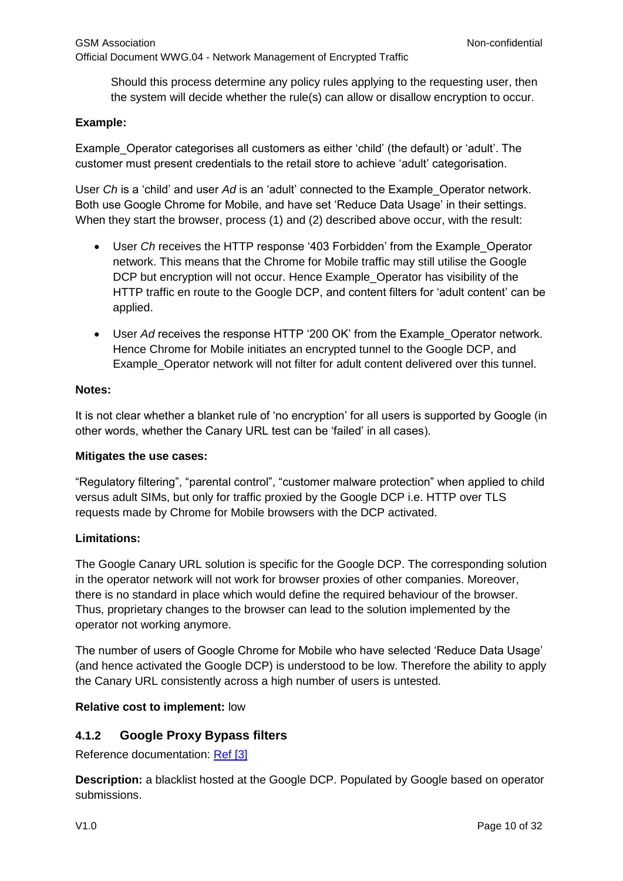Should this process determine any policy rules applying to the requesting user, then the system will decide whether the rule(s) can allow or disallow encryption to occur.

**Example:**

Example_Operator categorises all customers as either ‘child’ (the default) or ‘adult’. The customer must present credentials to the retail store to achieve ‘adult’ categorisation.

User *Ch* is a ‘child’ and user *Ad* is an ‘adult’ connected to the Example_Operator network. Both use Google Chrome for Mobile, and have set ‘Reduce Data Usage’ in their settings. When they start the browser, process (1) and (2) described above occur, with the result:

- User *Ch* receives the HTTP response ‘403 Forbidden’ from the Example_Operator network. This means that the Chrome for Mobile traffic may still utilise the Google DCP but encryption will not occur. Hence Example_Operator has visibility of the HTTP traffic en route to the Google DCP, and content filters for ‘adult content’ can be applied.
- User *Ad* receives the response HTTP ‘200 OK’ from the Example_Operator network. Hence Chrome for Mobile initiates an encrypted tunnel to the Google DCP, and Example_Operator network will not filter for adult content delivered over this tunnel.

**Notes:**

It is not clear whether a blanket rule of ‘no encryption’ for all users is supported by Google (in other words, whether the Canary URL test can be ‘failed’ in all cases).

**Mitigates the use cases:**

“Regulatory filtering”, “parental control”, “customer malware protection” when applied to child versus adult SIMs, but only for traffic proxied by the Google DCP i.e. HTTP over TLS requests made by Chrome for Mobile browsers with the DCP activated.

**Limitations:**

The Google Canary URL solution is specific for the Google DCP. The corresponding solution in the operator network will not work for browser proxies of other companies. Moreover, there is no standard in place which would define the required behaviour of the browser. Thus, proprietary changes to the browser can lead to the solution implemented by the operator not working anymore.

The number of users of Google Chrome for Mobile who have selected ‘Reduce Data Usage’ (and hence activated the Google DCP) is understood to be low. Therefore the ability to apply the Canary URL consistently across a high number of users is untested.

**Relative cost to implement:** low

### 4.1.2 Google Proxy Bypass filters

Reference documentation: Ref [3]

**Description:** a blacklist hosted at the Google DCP. Populated by Google based on operator submissions.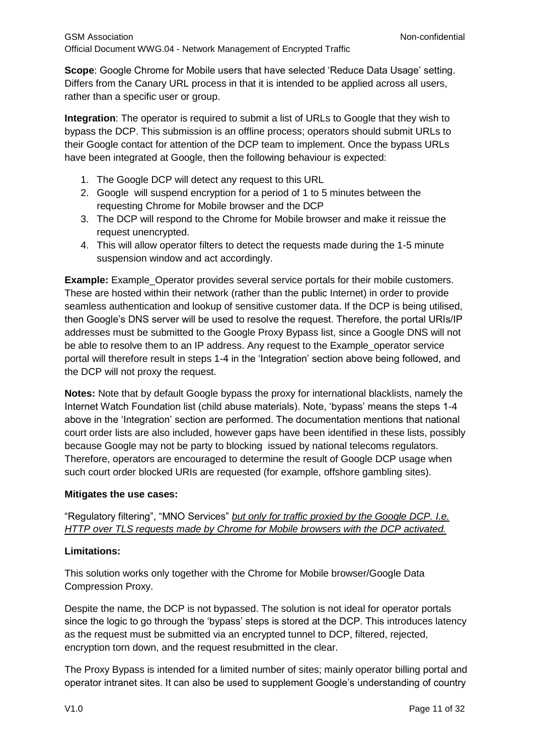**Scope**: Google Chrome for Mobile users that have selected 'Reduce Data Usage' setting. Differs from the Canary URL process in that it is intended to be applied across all users, rather than a specific user or group.

**Integration**: The operator is required to submit a list of URLs to Google that they wish to bypass the DCP. This submission is an offline process; operators should submit URLs to their Google contact for attention of the DCP team to implement. Once the bypass URLs have been integrated at Google, then the following behaviour is expected:

1. The Google DCP will detect any request to this URL
2. Google will suspend encryption for a period of 1 to 5 minutes between the requesting Chrome for Mobile browser and the DCP
3. The DCP will respond to the Chrome for Mobile browser and make it reissue the request unencrypted.
4. This will allow operator filters to detect the requests made during the 1-5 minute suspension window and act accordingly.

**Example:** Example_Operator provides several service portals for their mobile customers. These are hosted within their network (rather than the public Internet) in order to provide seamless authentication and lookup of sensitive customer data. If the DCP is being utilised, then Google's DNS server will be used to resolve the request. Therefore, the portal URIs/IP addresses must be submitted to the Google Proxy Bypass list, since a Google DNS will not be able to resolve them to an IP address. Any request to the Example_operator service portal will therefore result in steps 1-4 in the 'Integration' section above being followed, and the DCP will not proxy the request.

**Notes:** Note that by default Google bypass the proxy for international blacklists, namely the Internet Watch Foundation list (child abuse materials). Note, 'bypass' means the steps 1-4 above in the 'Integration' section are performed. The documentation mentions that national court order lists are also included, however gaps have been identified in these lists, possibly because Google may not be party to blocking issued by national telecoms regulators. Therefore, operators are encouraged to determine the result of Google DCP usage when such court order blocked URIs are requested (for example, offshore gambling sites).

**Mitigates the use cases:**

"Regulatory filtering", "MNO Services" *but only for traffic proxied by the Google DCP. I.e. HTTP over TLS requests made by Chrome for Mobile browsers with the DCP activated.*

**Limitations:**

This solution works only together with the Chrome for Mobile browser/Google Data Compression Proxy.

Despite the name, the DCP is not bypassed. The solution is not ideal for operator portals since the logic to go through the 'bypass' steps is stored at the DCP. This introduces latency as the request must be submitted via an encrypted tunnel to DCP, filtered, rejected, encryption torn down, and the request resubmitted in the clear.

The Proxy Bypass is intended for a limited number of sites; mainly operator billing portal and operator intranet sites. It can also be used to supplement Google's understanding of country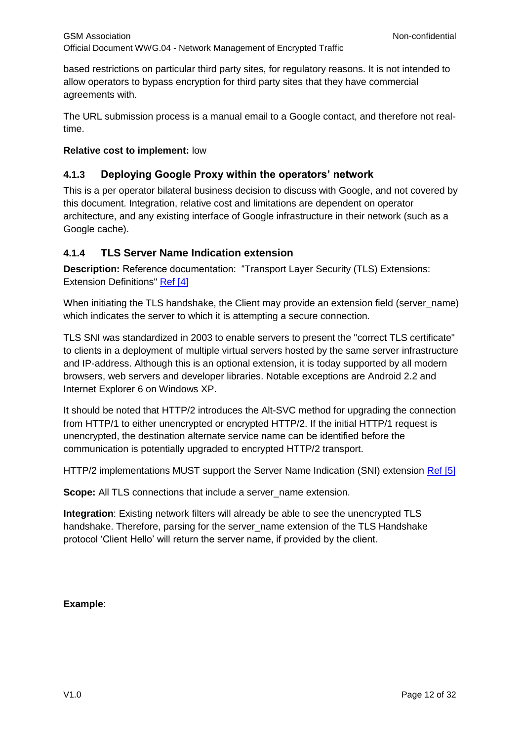based restrictions on particular third party sites, for regulatory reasons. It is not intended to allow operators to bypass encryption for third party sites that they have commercial agreements with.

The URL submission process is a manual email to a Google contact, and therefore not real-time.

**Relative cost to implement:** low

### 4.1.3 Deploying Google Proxy within the operators' network

This is a per operator bilateral business decision to discuss with Google, and not covered by this document. Integration, relative cost and limitations are dependent on operator architecture, and any existing interface of Google infrastructure in their network (such as a Google cache).

### 4.1.4 TLS Server Name Indication extension

**Description:** Reference documentation: "Transport Layer Security (TLS) Extensions: Extension Definitions" Ref [4]

When initiating the TLS handshake, the Client may provide an extension field (server_name) which indicates the server to which it is attempting a secure connection.

TLS SNI was standardized in 2003 to enable servers to present the "correct TLS certificate" to clients in a deployment of multiple virtual servers hosted by the same server infrastructure and IP-address. Although this is an optional extension, it is today supported by all modern browsers, web servers and developer libraries. Notable exceptions are Android 2.2 and Internet Explorer 6 on Windows XP.

It should be noted that HTTP/2 introduces the Alt-SVC method for upgrading the connection from HTTP/1 to either unencrypted or encrypted HTTP/2. If the initial HTTP/1 request is unencrypted, the destination alternate service name can be identified before the communication is potentially upgraded to encrypted HTTP/2 transport.

HTTP/2 implementations MUST support the Server Name Indication (SNI) extension Ref [5]

**Scope:** All TLS connections that include a server_name extension.

**Integration**: Existing network filters will already be able to see the unencrypted TLS handshake. Therefore, parsing for the server_name extension of the TLS Handshake protocol 'Client Hello' will return the server name, if provided by the client.

**Example**: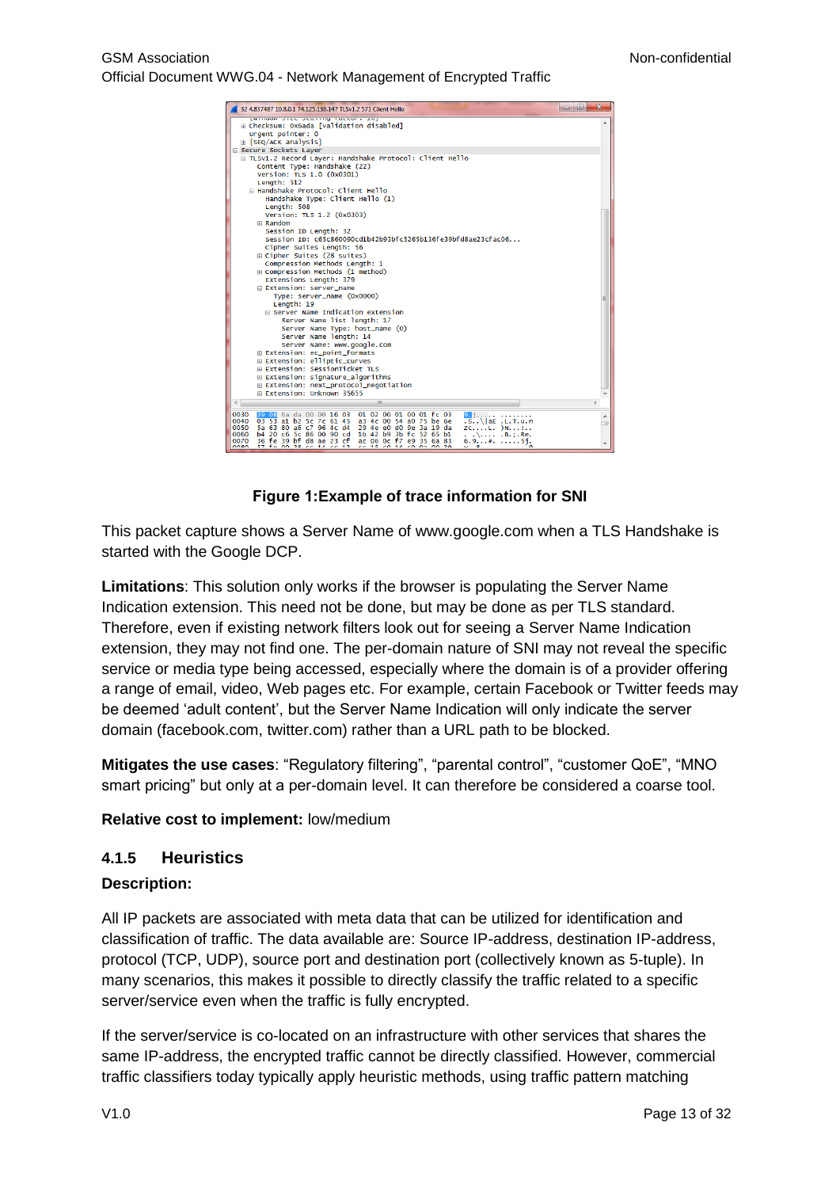**Figure 1:Example of trace information for SNI**

This packet capture shows a Server Name of www.google.com when a TLS Handshake is started with the Google DCP.

**Limitations**: This solution only works if the browser is populating the Server Name Indication extension. This need not be done, but may be done as per TLS standard. Therefore, even if existing network filters look out for seeing a Server Name Indication extension, they may not find one. The per-domain nature of SNI may not reveal the specific service or media type being accessed, especially where the domain is of a provider offering a range of email, video, Web pages etc. For example, certain Facebook or Twitter feeds may be deemed 'adult content', but the Server Name Indication will only indicate the server domain (facebook.com, twitter.com) rather than a URL path to be blocked.

**Mitigates the use cases**: "Regulatory filtering", "parental control", "customer QoE", "MNO smart pricing" but only at a per-domain level. It can therefore be considered a coarse tool.

**Relative cost to implement:** low/medium

### 4.1.5 Heuristics

**Description:**

All IP packets are associated with meta data that can be utilized for identification and classification of traffic. The data available are: Source IP-address, destination IP-address, protocol (TCP, UDP), source port and destination port (collectively known as 5-tuple). In many scenarios, this makes it possible to directly classify the traffic related to a specific server/service even when the traffic is fully encrypted.

If the server/service is co-located on an infrastructure with other services that shares the same IP-address, the encrypted traffic cannot be directly classified. However, commercial traffic classifiers today typically apply heuristic methods, using traffic pattern matching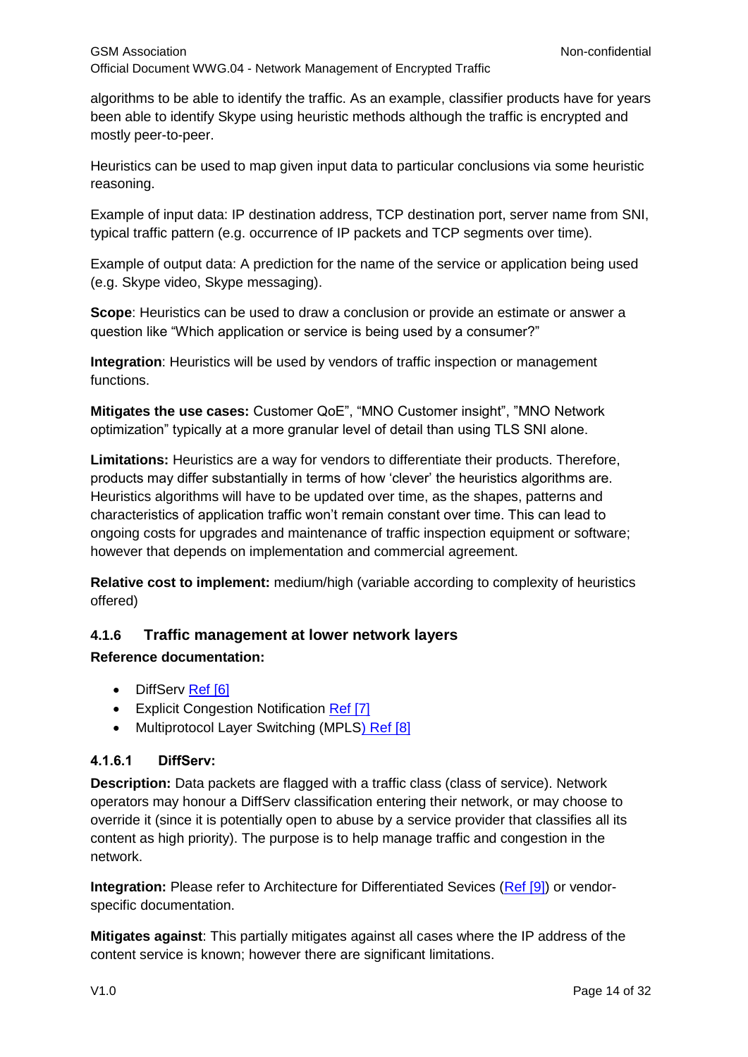algorithms to be able to identify the traffic. As an example, classifier products have for years been able to identify Skype using heuristic methods although the traffic is encrypted and mostly peer-to-peer.

Heuristics can be used to map given input data to particular conclusions via some heuristic reasoning.

Example of input data: IP destination address, TCP destination port, server name from SNI, typical traffic pattern (e.g. occurrence of IP packets and TCP segments over time).

Example of output data: A prediction for the name of the service or application being used (e.g. Skype video, Skype messaging).

**Scope**: Heuristics can be used to draw a conclusion or provide an estimate or answer a question like "Which application or service is being used by a consumer?"

**Integration**: Heuristics will be used by vendors of traffic inspection or management functions.

**Mitigates the use cases:** Customer QoE", "MNO Customer insight", "MNO Network optimization" typically at a more granular level of detail than using TLS SNI alone.

**Limitations:** Heuristics are a way for vendors to differentiate their products. Therefore, products may differ substantially in terms of how 'clever' the heuristics algorithms are. Heuristics algorithms will have to be updated over time, as the shapes, patterns and characteristics of application traffic won't remain constant over time. This can lead to ongoing costs for upgrades and maintenance of traffic inspection equipment or software; however that depends on implementation and commercial agreement.

**Relative cost to implement:** medium/high (variable according to complexity of heuristics offered)

### 4.1.6 Traffic management at lower network layers

**Reference documentation:**

- DiffServ Ref [6]
- Explicit Congestion Notification Ref [7]
- Multiprotocol Layer Switching (MPLS) Ref [8]

#### 4.1.6.1 DiffServ:

**Description:** Data packets are flagged with a traffic class (class of service). Network operators may honour a DiffServ classification entering their network, or may choose to override it (since it is potentially open to abuse by a service provider that classifies all its content as high priority). The purpose is to help manage traffic and congestion in the network.

**Integration:** Please refer to Architecture for Differentiated Sevices (Ref [9]) or vendor-specific documentation.

**Mitigates against**: This partially mitigates against all cases where the IP address of the content service is known; however there are significant limitations.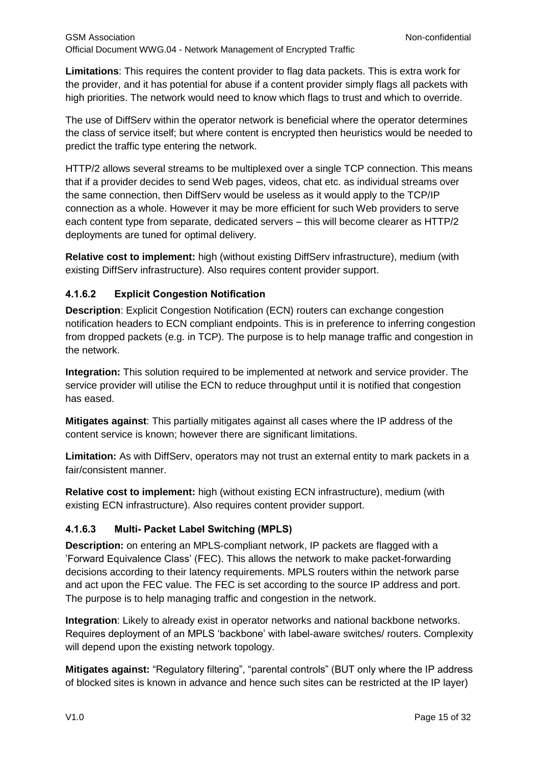**Limitations**: This requires the content provider to flag data packets. This is extra work for the provider, and it has potential for abuse if a content provider simply flags all packets with high priorities. The network would need to know which flags to trust and which to override.

The use of DiffServ within the operator network is beneficial where the operator determines the class of service itself; but where content is encrypted then heuristics would be needed to predict the traffic type entering the network.

HTTP/2 allows several streams to be multiplexed over a single TCP connection. This means that if a provider decides to send Web pages, videos, chat etc. as individual streams over the same connection, then DiffServ would be useless as it would apply to the TCP/IP connection as a whole. However it may be more efficient for such Web providers to serve each content type from separate, dedicated servers – this will become clearer as HTTP/2 deployments are tuned for optimal delivery.

**Relative cost to implement:** high (without existing DiffServ infrastructure), medium (with existing DiffServ infrastructure). Also requires content provider support.

#### 4.1.6.2 Explicit Congestion Notification

**Description**: Explicit Congestion Notification (ECN) routers can exchange congestion notification headers to ECN compliant endpoints. This is in preference to inferring congestion from dropped packets (e.g. in TCP). The purpose is to help manage traffic and congestion in the network.

**Integration:** This solution required to be implemented at network and service provider. The service provider will utilise the ECN to reduce throughput until it is notified that congestion has eased.

**Mitigates against**: This partially mitigates against all cases where the IP address of the content service is known; however there are significant limitations.

**Limitation:** As with DiffServ, operators may not trust an external entity to mark packets in a fair/consistent manner.

**Relative cost to implement:** high (without existing ECN infrastructure), medium (with existing ECN infrastructure). Also requires content provider support.

#### 4.1.6.3 Multi- Packet Label Switching (MPLS)

**Description:** on entering an MPLS-compliant network, IP packets are flagged with a 'Forward Equivalence Class' (FEC). This allows the network to make packet-forwarding decisions according to their latency requirements. MPLS routers within the network parse and act upon the FEC value. The FEC is set according to the source IP address and port. The purpose is to help managing traffic and congestion in the network.

**Integration**: Likely to already exist in operator networks and national backbone networks. Requires deployment of an MPLS 'backbone' with label-aware switches/ routers. Complexity will depend upon the existing network topology.

**Mitigates against:** "Regulatory filtering", "parental controls" (BUT only where the IP address of blocked sites is known in advance and hence such sites can be restricted at the IP layer)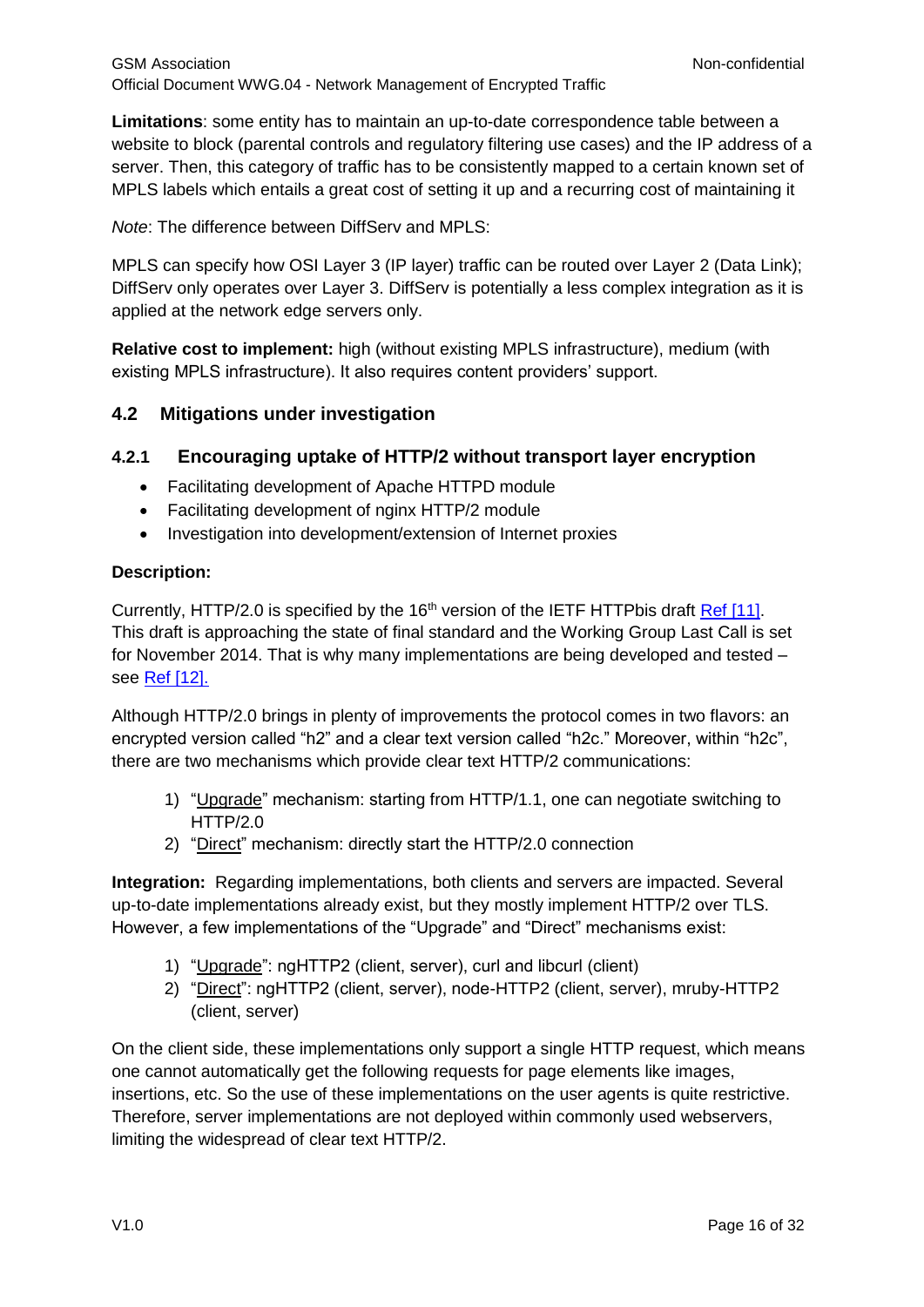**Limitations**: some entity has to maintain an up-to-date correspondence table between a website to block (parental controls and regulatory filtering use cases) and the IP address of a server. Then, this category of traffic has to be consistently mapped to a certain known set of MPLS labels which entails a great cost of setting it up and a recurring cost of maintaining it

*Note*: The difference between DiffServ and MPLS:

MPLS can specify how OSI Layer 3 (IP layer) traffic can be routed over Layer 2 (Data Link); DiffServ only operates over Layer 3. DiffServ is potentially a less complex integration as it is applied at the network edge servers only.

**Relative cost to implement:** high (without existing MPLS infrastructure), medium (with existing MPLS infrastructure). It also requires content providers' support.

## 4.2 Mitigations under investigation

### 4.2.1 Encouraging uptake of HTTP/2 without transport layer encryption

- Facilitating development of Apache HTTPD module
- Facilitating development of nginx HTTP/2 module
- Investigation into development/extension of Internet proxies

**Description:**

Currently, HTTP/2.0 is specified by the 16th version of the IETF HTTPbis draft Ref [11]. This draft is approaching the state of final standard and the Working Group Last Call is set for November 2014. That is why many implementations are being developed and tested – see Ref [12].

Although HTTP/2.0 brings in plenty of improvements the protocol comes in two flavors: an encrypted version called "h2" and a clear text version called "h2c." Moreover, within "h2c", there are two mechanisms which provide clear text HTTP/2 communications:

1) "Upgrade" mechanism: starting from HTTP/1.1, one can negotiate switching to HTTP/2.0
2) "Direct" mechanism: directly start the HTTP/2.0 connection

**Integration:** Regarding implementations, both clients and servers are impacted. Several up-to-date implementations already exist, but they mostly implement HTTP/2 over TLS. However, a few implementations of the "Upgrade" and "Direct" mechanisms exist:

1) "Upgrade": ngHTTP2 (client, server), curl and libcurl (client)
2) "Direct": ngHTTP2 (client, server), node-HTTP2 (client, server), mruby-HTTP2 (client, server)

On the client side, these implementations only support a single HTTP request, which means one cannot automatically get the following requests for page elements like images, insertions, etc. So the use of these implementations on the user agents is quite restrictive. Therefore, server implementations are not deployed within commonly used webservers, limiting the widespread of clear text HTTP/2.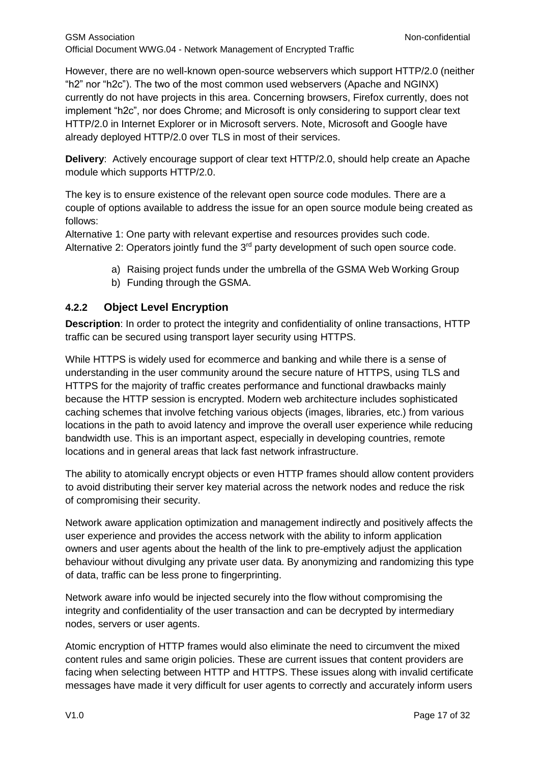However, there are no well-known open-source webservers which support HTTP/2.0 (neither "h2" nor "h2c"). The two of the most common used webservers (Apache and NGINX) currently do not have projects in this area. Concerning browsers, Firefox currently, does not implement "h2c", nor does Chrome; and Microsoft is only considering to support clear text HTTP/2.0 in Internet Explorer or in Microsoft servers. Note, Microsoft and Google have already deployed HTTP/2.0 over TLS in most of their services.

**Delivery**: Actively encourage support of clear text HTTP/2.0, should help create an Apache module which supports HTTP/2.0.

The key is to ensure existence of the relevant open source code modules. There are a couple of options available to address the issue for an open source module being created as follows:

Alternative 1: One party with relevant expertise and resources provides such code.
Alternative 2: Operators jointly fund the 3rd party development of such open source code.

a) Raising project funds under the umbrella of the GSMA Web Working Group
b) Funding through the GSMA.

### 4.2.2 Object Level Encryption

**Description**: In order to protect the integrity and confidentiality of online transactions, HTTP traffic can be secured using transport layer security using HTTPS.

While HTTPS is widely used for ecommerce and banking and while there is a sense of understanding in the user community around the secure nature of HTTPS, using TLS and HTTPS for the majority of traffic creates performance and functional drawbacks mainly because the HTTP session is encrypted. Modern web architecture includes sophisticated caching schemes that involve fetching various objects (images, libraries, etc.) from various locations in the path to avoid latency and improve the overall user experience while reducing bandwidth use. This is an important aspect, especially in developing countries, remote locations and in general areas that lack fast network infrastructure.

The ability to atomically encrypt objects or even HTTP frames should allow content providers to avoid distributing their server key material across the network nodes and reduce the risk of compromising their security.

Network aware application optimization and management indirectly and positively affects the user experience and provides the access network with the ability to inform application owners and user agents about the health of the link to pre-emptively adjust the application behaviour without divulging any private user data. By anonymizing and randomizing this type of data, traffic can be less prone to fingerprinting.

Network aware info would be injected securely into the flow without compromising the integrity and confidentiality of the user transaction and can be decrypted by intermediary nodes, servers or user agents.

Atomic encryption of HTTP frames would also eliminate the need to circumvent the mixed content rules and same origin policies. These are current issues that content providers are facing when selecting between HTTP and HTTPS. These issues along with invalid certificate messages have made it very difficult for user agents to correctly and accurately inform users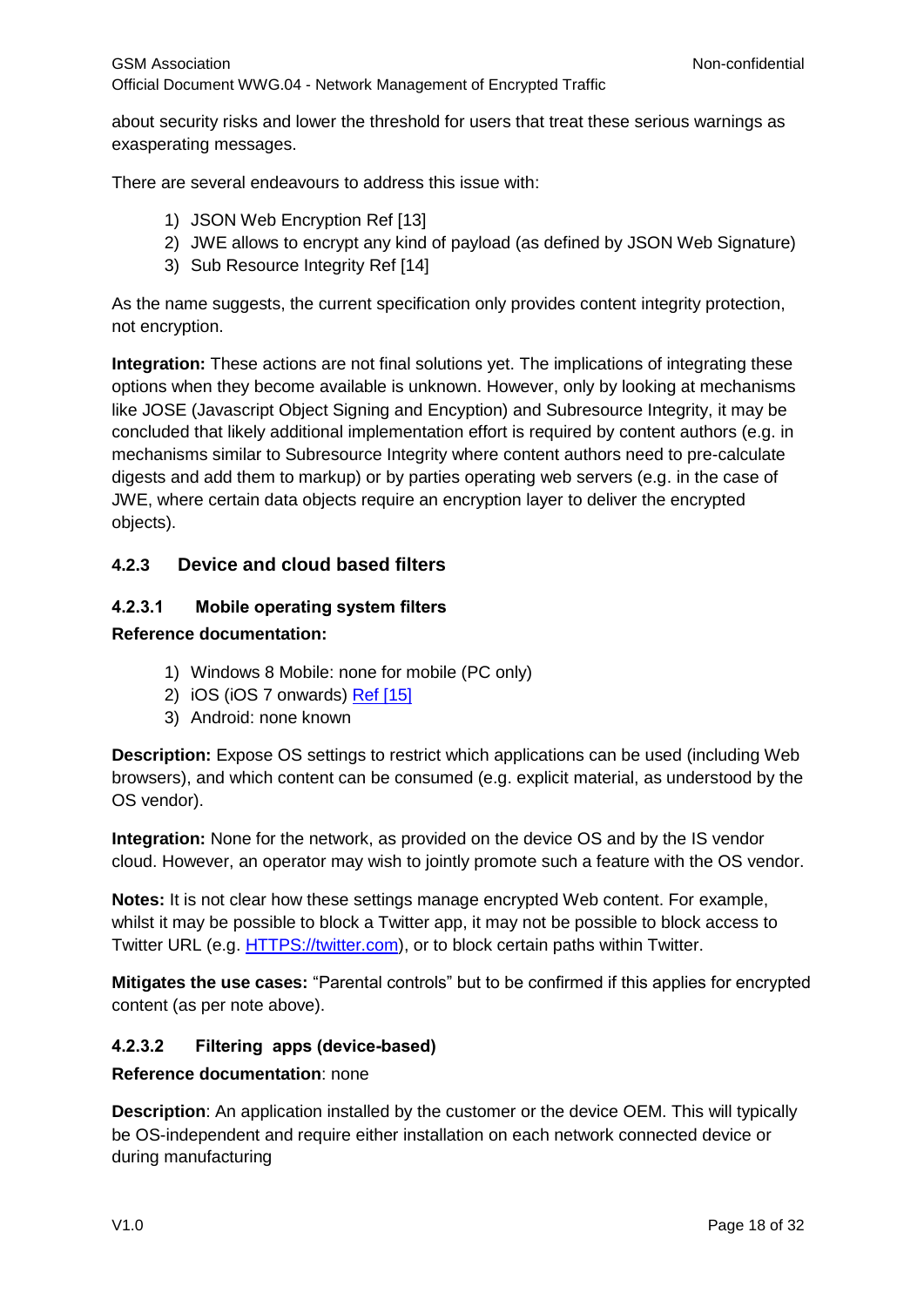about security risks and lower the threshold for users that treat these serious warnings as exasperating messages.

There are several endeavours to address this issue with:

1) JSON Web Encryption Ref [13]
2) JWE allows to encrypt any kind of payload (as defined by JSON Web Signature)
3) Sub Resource Integrity Ref [14]

As the name suggests, the current specification only provides content integrity protection, not encryption.

**Integration:** These actions are not final solutions yet. The implications of integrating these options when they become available is unknown. However, only by looking at mechanisms like JOSE (Javascript Object Signing and Encyption) and Subresource Integrity, it may be concluded that likely additional implementation effort is required by content authors (e.g. in mechanisms similar to Subresource Integrity where content authors need to pre-calculate digests and add them to markup) or by parties operating web servers (e.g. in the case of JWE, where certain data objects require an encryption layer to deliver the encrypted objects).

### 4.2.3 Device and cloud based filters

#### 4.2.3.1 Mobile operating system filters

**Reference documentation:**

1) Windows 8 Mobile: none for mobile (PC only)
2) iOS (iOS 7 onwards) Ref [15]
3) Android: none known

**Description:** Expose OS settings to restrict which applications can be used (including Web browsers), and which content can be consumed (e.g. explicit material, as understood by the OS vendor).

**Integration:** None for the network, as provided on the device OS and by the IS vendor cloud. However, an operator may wish to jointly promote such a feature with the OS vendor.

**Notes:** It is not clear how these settings manage encrypted Web content. For example, whilst it may be possible to block a Twitter app, it may not be possible to block access to Twitter URL (e.g. HTTPS://twitter.com), or to block certain paths within Twitter.

**Mitigates the use cases:** "Parental controls" but to be confirmed if this applies for encrypted content (as per note above).

#### 4.2.3.2 Filtering apps (device-based)

**Reference documentation**: none

**Description**: An application installed by the customer or the device OEM. This will typically be OS-independent and require either installation on each network connected device or during manufacturing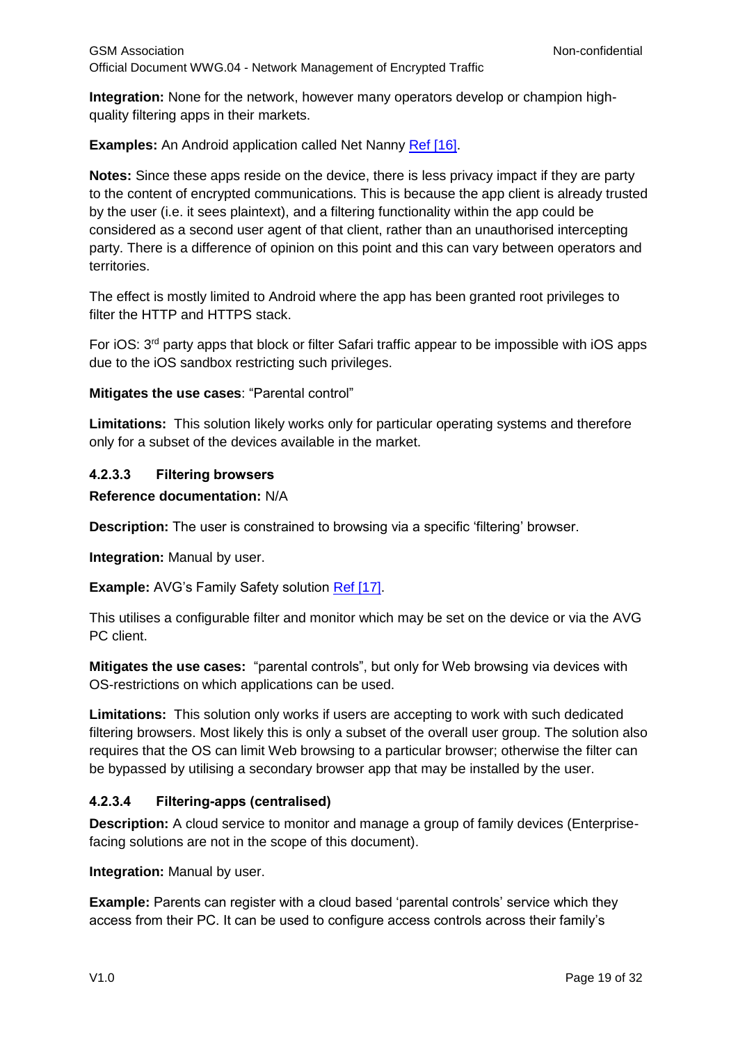**Integration:** None for the network, however many operators develop or champion high-quality filtering apps in their markets.

**Examples:** An Android application called Net Nanny Ref [16].

**Notes:** Since these apps reside on the device, there is less privacy impact if they are party to the content of encrypted communications. This is because the app client is already trusted by the user (i.e. it sees plaintext), and a filtering functionality within the app could be considered as a second user agent of that client, rather than an unauthorised intercepting party. There is a difference of opinion on this point and this can vary between operators and territories.

The effect is mostly limited to Android where the app has been granted root privileges to filter the HTTP and HTTPS stack.

For iOS: 3rd party apps that block or filter Safari traffic appear to be impossible with iOS apps due to the iOS sandbox restricting such privileges.

**Mitigates the use cases**: "Parental control"

**Limitations:** This solution likely works only for particular operating systems and therefore only for a subset of the devices available in the market.

#### 4.2.3.3 Filtering browsers

**Reference documentation:** N/A

**Description:** The user is constrained to browsing via a specific 'filtering' browser.

**Integration:** Manual by user.

**Example:** AVG's Family Safety solution Ref [17].

This utilises a configurable filter and monitor which may be set on the device or via the AVG PC client.

**Mitigates the use cases:** "parental controls", but only for Web browsing via devices with OS-restrictions on which applications can be used.

**Limitations:** This solution only works if users are accepting to work with such dedicated filtering browsers. Most likely this is only a subset of the overall user group. The solution also requires that the OS can limit Web browsing to a particular browser; otherwise the filter can be bypassed by utilising a secondary browser app that may be installed by the user.

#### 4.2.3.4 Filtering-apps (centralised)

**Description:** A cloud service to monitor and manage a group of family devices (Enterprise-facing solutions are not in the scope of this document).

**Integration:** Manual by user.

**Example:** Parents can register with a cloud based 'parental controls' service which they access from their PC. It can be used to configure access controls across their family's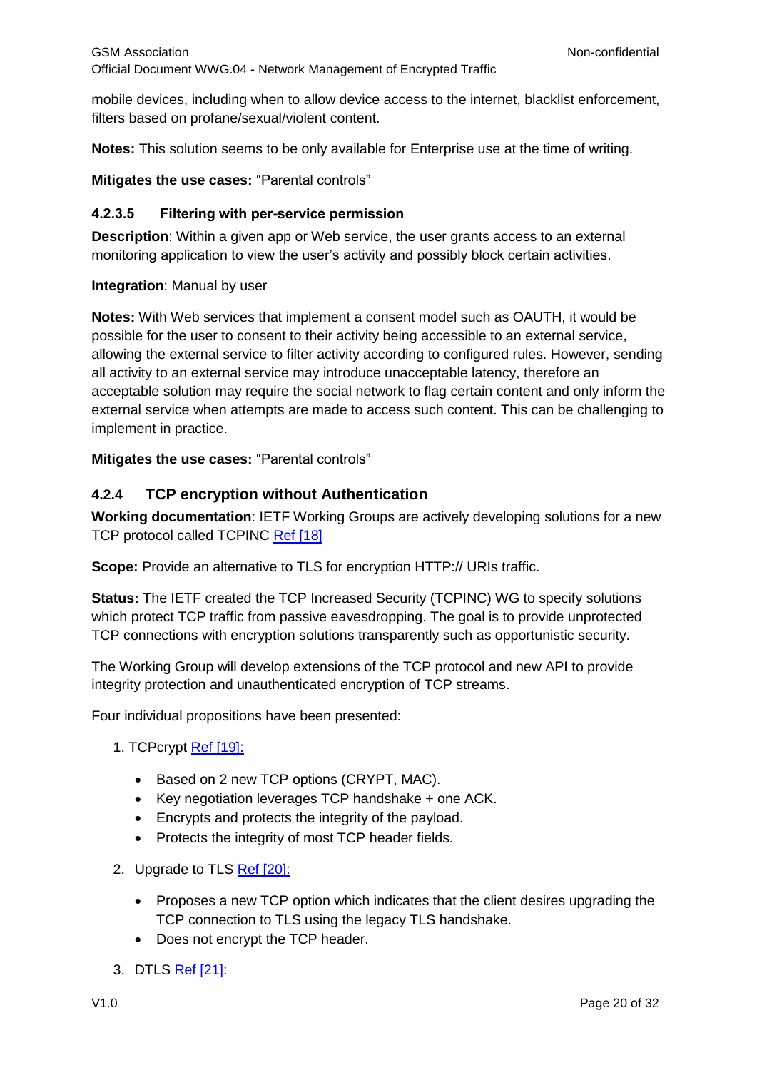mobile devices, including when to allow device access to the internet, blacklist enforcement, filters based on profane/sexual/violent content.

**Notes:** This solution seems to be only available for Enterprise use at the time of writing.

**Mitigates the use cases:** “Parental controls”

#### 4.2.3.5 Filtering with per-service permission

**Description**: Within a given app or Web service, the user grants access to an external monitoring application to view the user’s activity and possibly block certain activities.

**Integration**: Manual by user

**Notes:** With Web services that implement a consent model such as OAUTH, it would be possible for the user to consent to their activity being accessible to an external service, allowing the external service to filter activity according to configured rules. However, sending all activity to an external service may introduce unacceptable latency, therefore an acceptable solution may require the social network to flag certain content and only inform the external service when attempts are made to access such content. This can be challenging to implement in practice.

**Mitigates the use cases:** “Parental controls”

### 4.2.4 TCP encryption without Authentication

**Working documentation**: IETF Working Groups are actively developing solutions for a new TCP protocol called TCPINC Ref [18]

**Scope:** Provide an alternative to TLS for encryption HTTP:// URIs traffic.

**Status:** The IETF created the TCP Increased Security (TCPINC) WG to specify solutions which protect TCP traffic from passive eavesdropping. The goal is to provide unprotected TCP connections with encryption solutions transparently such as opportunistic security.

The Working Group will develop extensions of the TCP protocol and new API to provide integrity protection and unauthenticated encryption of TCP streams.

Four individual propositions have been presented:

1. TCPcrypt Ref [19]:
   - Based on 2 new TCP options (CRYPT, MAC).
   - Key negotiation leverages TCP handshake + one ACK.
   - Encrypts and protects the integrity of the payload.
   - Protects the integrity of most TCP header fields.
2. Upgrade to TLS Ref [20]:
   - Proposes a new TCP option which indicates that the client desires upgrading the TCP connection to TLS using the legacy TLS handshake.
   - Does not encrypt the TCP header.
3. DTLS Ref [21]: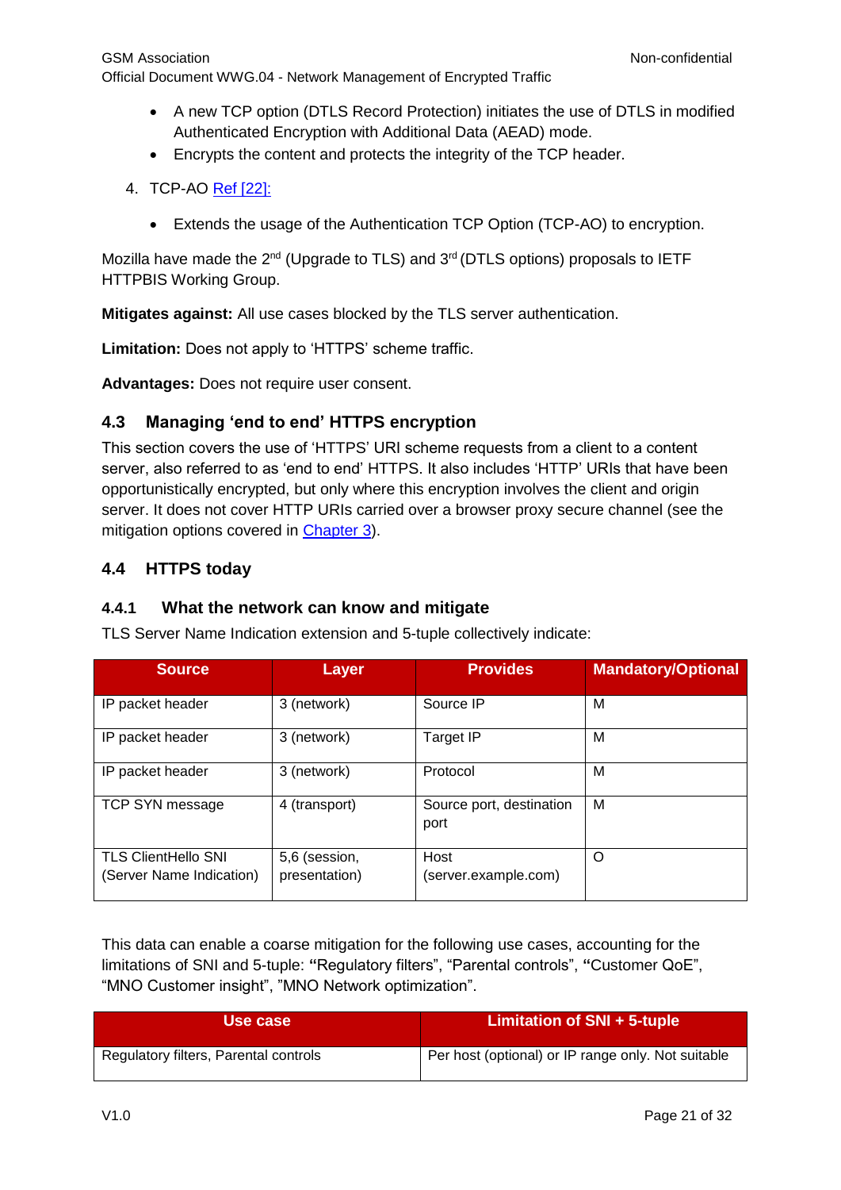- A new TCP option (DTLS Record Protection) initiates the use of DTLS in modified Authenticated Encryption with Additional Data (AEAD) mode.
- Encrypts the content and protects the integrity of the TCP header.

4. TCP-AO Ref [22]:

   - Extends the usage of the Authentication TCP Option (TCP-AO) to encryption.

Mozilla have made the 2nd (Upgrade to TLS) and 3rd (DTLS options) proposals to IETF HTTPBIS Working Group.

**Mitigates against:** All use cases blocked by the TLS server authentication.

**Limitation:** Does not apply to 'HTTPS' scheme traffic.

**Advantages:** Does not require user consent.

## 4.3 Managing 'end to end' HTTPS encryption

This section covers the use of 'HTTPS' URI scheme requests from a client to a content server, also referred to as 'end to end' HTTPS. It also includes 'HTTP' URIs that have been opportunistically encrypted, but only where this encryption involves the client and origin server. It does not cover HTTP URIs carried over a browser proxy secure channel (see the mitigation options covered in Chapter 3).

## 4.4 HTTPS today

### 4.4.1 What the network can know and mitigate

TLS Server Name Indication extension and 5-tuple collectively indicate:

| Source | Layer | Provides | Mandatory/Optional |
|---|---|---|---|
| IP packet header | 3 (network) | Source IP | M |
| IP packet header | 3 (network) | Target IP | M |
| IP packet header | 3 (network) | Protocol | M |
| TCP SYN message | 4 (transport) | Source port, destination port | M |
| TLS ClientHello SNI (Server Name Indication) | 5,6 (session, presentation) | Host (server.example.com) | O |

This data can enable a coarse mitigation for the following use cases, accounting for the limitations of SNI and 5-tuple: **"**Regulatory filters", "Parental controls", **"**Customer QoE", "MNO Customer insight", "MNO Network optimization".

| Use case | Limitation of SNI + 5-tuple |
|---|---|
| Regulatory filters, Parental controls | Per host (optional) or IP range only. Not suitable |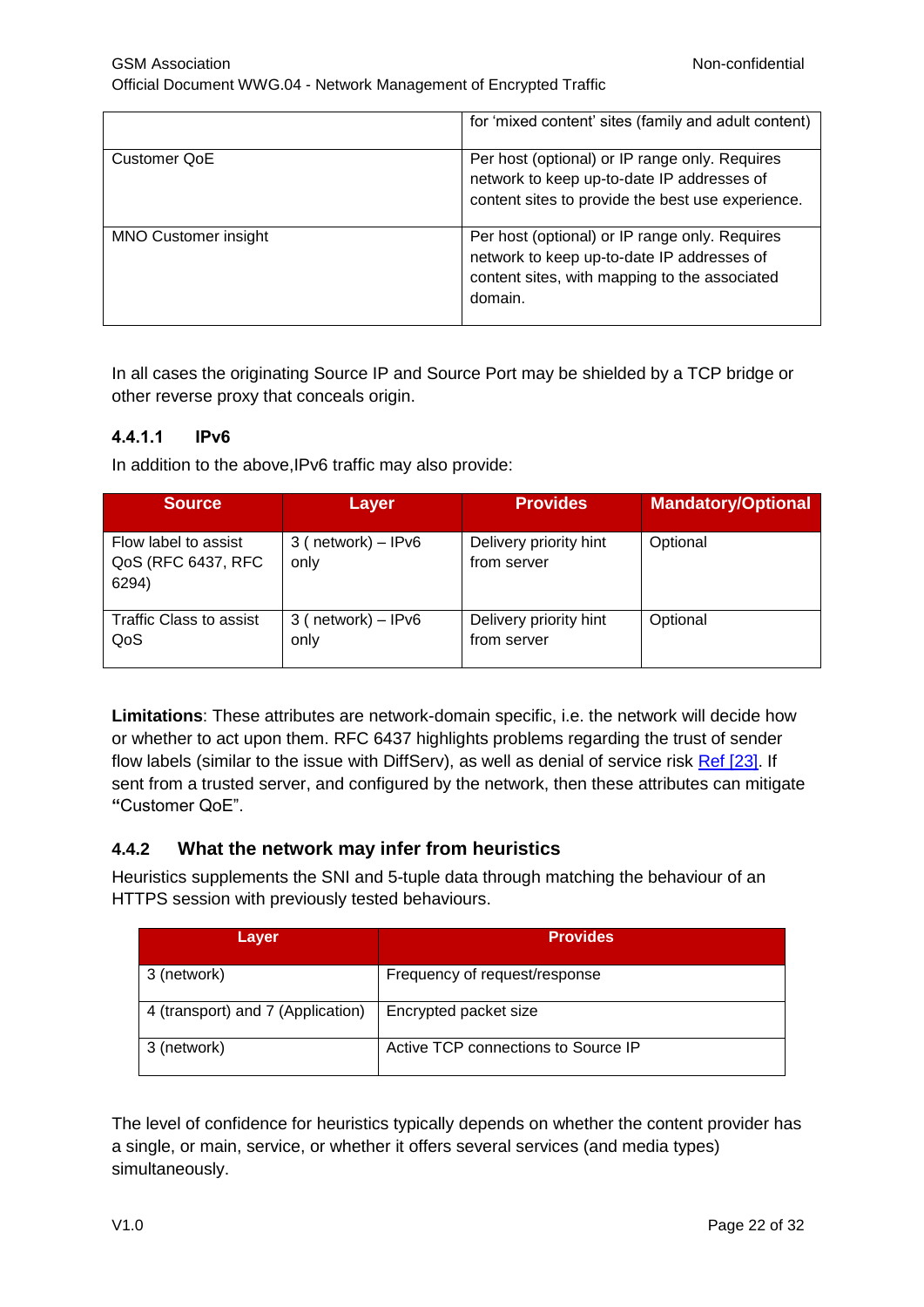|  | for 'mixed content' sites (family and adult content) |
| --- | --- |
| Customer QoE | Per host (optional) or IP range only. Requires network to keep up-to-date IP addresses of content sites to provide the best use experience. |
| MNO Customer insight | Per host (optional) or IP range only. Requires network to keep up-to-date IP addresses of content sites, with mapping to the associated domain. |

In all cases the originating Source IP and Source Port may be shielded by a TCP bridge or other reverse proxy that conceals origin.

#### 4.4.1.1 IPv6

In addition to the above,IPv6 traffic may also provide:

| Source | Layer | Provides | Mandatory/Optional |
| --- | --- | --- | --- |
| Flow label to assist QoS (RFC 6437, RFC 6294) | 3 ( network) – IPv6 only | Delivery priority hint from server | Optional |
| Traffic Class to assist QoS | 3 ( network) – IPv6 only | Delivery priority hint from server | Optional |

**Limitations**: These attributes are network-domain specific, i.e. the network will decide how or whether to act upon them. RFC 6437 highlights problems regarding the trust of sender flow labels (similar to the issue with DiffServ), as well as denial of service risk Ref [23]. If sent from a trusted server, and configured by the network, then these attributes can mitigate **"**Customer QoE".

### 4.4.2 What the network may infer from heuristics

Heuristics supplements the SNI and 5-tuple data through matching the behaviour of an HTTPS session with previously tested behaviours.

| Layer | Provides |
| --- | --- |
| 3 (network) | Frequency of request/response |
| 4 (transport) and 7 (Application) | Encrypted packet size |
| 3 (network) | Active TCP connections to Source IP |

The level of confidence for heuristics typically depends on whether the content provider has a single, or main, service, or whether it offers several services (and media types) simultaneously.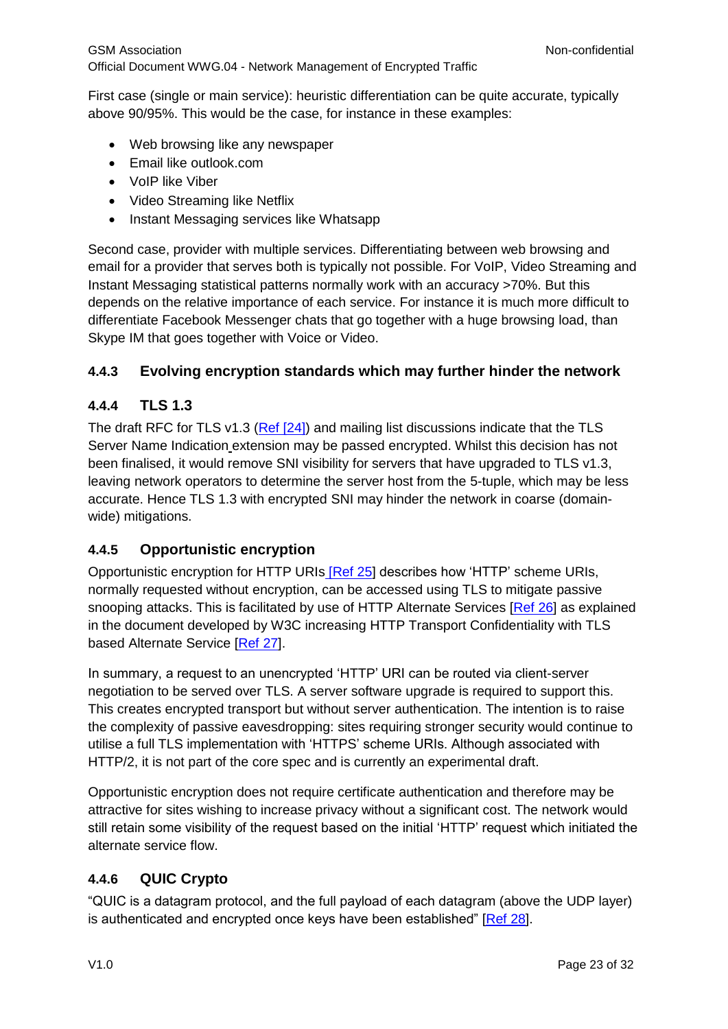First case (single or main service): heuristic differentiation can be quite accurate, typically above 90/95%. This would be the case, for instance in these examples:

- Web browsing like any newspaper
- Email like outlook.com
- VoIP like Viber
- Video Streaming like Netflix
- Instant Messaging services like Whatsapp

Second case, provider with multiple services. Differentiating between web browsing and email for a provider that serves both is typically not possible. For VoIP, Video Streaming and Instant Messaging statistical patterns normally work with an accuracy >70%. But this depends on the relative importance of each service. For instance it is much more difficult to differentiate Facebook Messenger chats that go together with a huge browsing load, than Skype IM that goes together with Voice or Video.

### 4.4.3 Evolving encryption standards which may further hinder the network

### 4.4.4 TLS 1.3

The draft RFC for TLS v1.3 (Ref [24]) and mailing list discussions indicate that the TLS Server Name Indication extension may be passed encrypted. Whilst this decision has not been finalised, it would remove SNI visibility for servers that have upgraded to TLS v1.3, leaving network operators to determine the server host from the 5-tuple, which may be less accurate. Hence TLS 1.3 with encrypted SNI may hinder the network in coarse (domain-wide) mitigations.

### 4.4.5 Opportunistic encryption

Opportunistic encryption for HTTP URIs [Ref 25] describes how 'HTTP' scheme URIs, normally requested without encryption, can be accessed using TLS to mitigate passive snooping attacks. This is facilitated by use of HTTP Alternate Services [Ref 26] as explained in the document developed by W3C increasing HTTP Transport Confidentiality with TLS based Alternate Service [Ref 27].

In summary, a request to an unencrypted 'HTTP' URI can be routed via client-server negotiation to be served over TLS. A server software upgrade is required to support this. This creates encrypted transport but without server authentication. The intention is to raise the complexity of passive eavesdropping: sites requiring stronger security would continue to utilise a full TLS implementation with 'HTTPS' scheme URIs. Although associated with HTTP/2, it is not part of the core spec and is currently an experimental draft.

Opportunistic encryption does not require certificate authentication and therefore may be attractive for sites wishing to increase privacy without a significant cost. The network would still retain some visibility of the request based on the initial 'HTTP' request which initiated the alternate service flow.

### 4.4.6 QUIC Crypto

"QUIC is a datagram protocol, and the full payload of each datagram (above the UDP layer) is authenticated and encrypted once keys have been established" [Ref 28].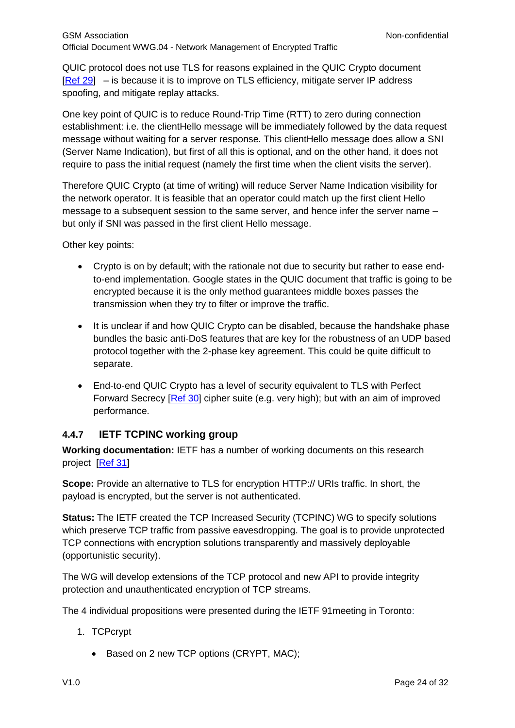QUIC protocol does not use TLS for reasons explained in the QUIC Crypto document [Ref 29] – is because it is to improve on TLS efficiency, mitigate server IP address spoofing, and mitigate replay attacks.

One key point of QUIC is to reduce Round-Trip Time (RTT) to zero during connection establishment: i.e. the clientHello message will be immediately followed by the data request message without waiting for a server response. This clientHello message does allow a SNI (Server Name Indication), but first of all this is optional, and on the other hand, it does not require to pass the initial request (namely the first time when the client visits the server).

Therefore QUIC Crypto (at time of writing) will reduce Server Name Indication visibility for the network operator. It is feasible that an operator could match up the first client Hello message to a subsequent session to the same server, and hence infer the server name – but only if SNI was passed in the first client Hello message.

Other key points:

- Crypto is on by default; with the rationale not due to security but rather to ease end-to-end implementation. Google states in the QUIC document that traffic is going to be encrypted because it is the only method guarantees middle boxes passes the transmission when they try to filter or improve the traffic.
- It is unclear if and how QUIC Crypto can be disabled, because the handshake phase bundles the basic anti-DoS features that are key for the robustness of an UDP based protocol together with the 2-phase key agreement. This could be quite difficult to separate.
- End-to-end QUIC Crypto has a level of security equivalent to TLS with Perfect Forward Secrecy [Ref 30] cipher suite (e.g. very high); but with an aim of improved performance.

### 4.4.7 IETF TCPINC working group

**Working documentation:** IETF has a number of working documents on this research project [Ref 31]

**Scope:** Provide an alternative to TLS for encryption HTTP:// URIs traffic. In short, the payload is encrypted, but the server is not authenticated.

**Status:** The IETF created the TCP Increased Security (TCPINC) WG to specify solutions which preserve TCP traffic from passive eavesdropping. The goal is to provide unprotected TCP connections with encryption solutions transparently and massively deployable (opportunistic security).

The WG will develop extensions of the TCP protocol and new API to provide integrity protection and unauthenticated encryption of TCP streams.

The 4 individual propositions were presented during the IETF 91meeting in Toronto:

1. TCPcrypt
   - Based on 2 new TCP options (CRYPT, MAC);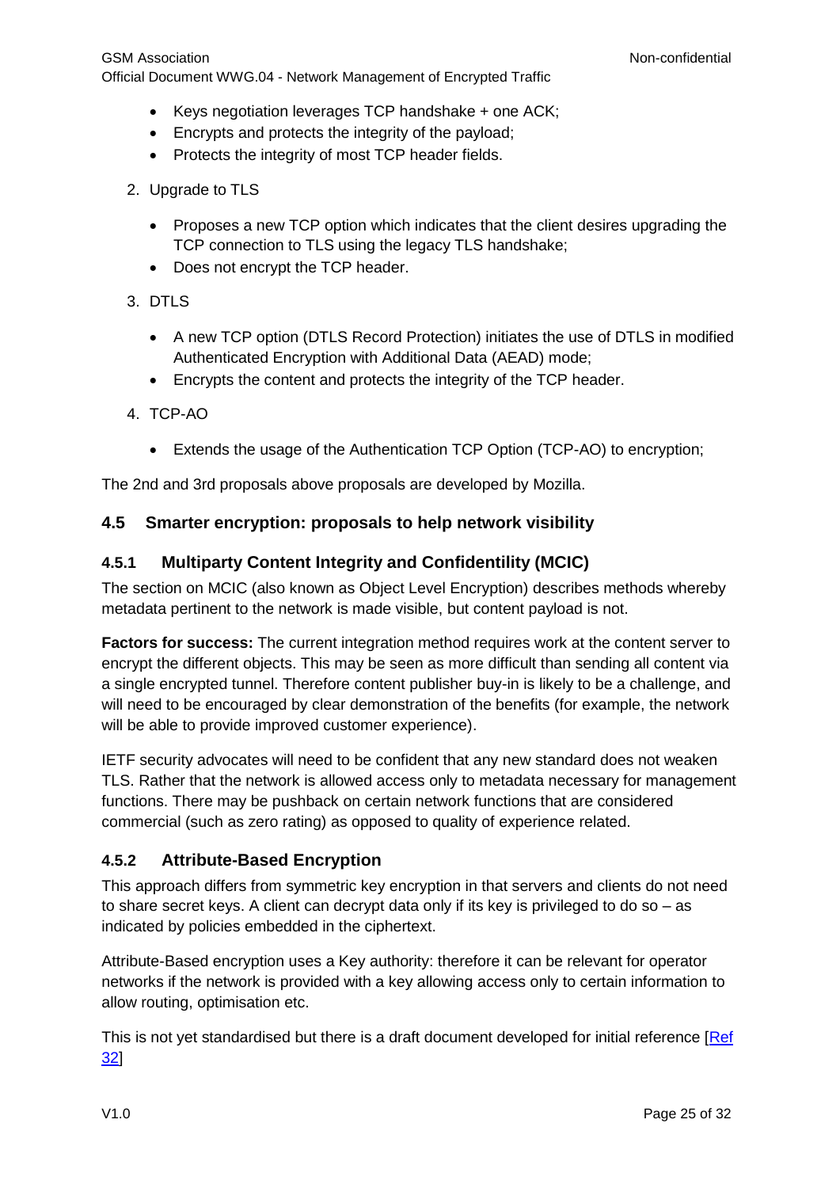- Keys negotiation leverages TCP handshake + one ACK;
- Encrypts and protects the integrity of the payload;
- Protects the integrity of most TCP header fields.

2. Upgrade to TLS

   - Proposes a new TCP option which indicates that the client desires upgrading the TCP connection to TLS using the legacy TLS handshake;
   - Does not encrypt the TCP header.

3. DTLS

   - A new TCP option (DTLS Record Protection) initiates the use of DTLS in modified Authenticated Encryption with Additional Data (AEAD) mode;
   - Encrypts the content and protects the integrity of the TCP header.

4. TCP-AO

   - Extends the usage of the Authentication TCP Option (TCP-AO) to encryption;

The 2nd and 3rd proposals above proposals are developed by Mozilla.

## 4.5 Smarter encryption: proposals to help network visibility

### 4.5.1 Multiparty Content Integrity and Confidentility (MCIC)

The section on MCIC (also known as Object Level Encryption) describes methods whereby metadata pertinent to the network is made visible, but content payload is not.

**Factors for success:** The current integration method requires work at the content server to encrypt the different objects. This may be seen as more difficult than sending all content via a single encrypted tunnel. Therefore content publisher buy-in is likely to be a challenge, and will need to be encouraged by clear demonstration of the benefits (for example, the network will be able to provide improved customer experience).

IETF security advocates will need to be confident that any new standard does not weaken TLS. Rather that the network is allowed access only to metadata necessary for management functions. There may be pushback on certain network functions that are considered commercial (such as zero rating) as opposed to quality of experience related.

### 4.5.2 Attribute-Based Encryption

This approach differs from symmetric key encryption in that servers and clients do not need to share secret keys. A client can decrypt data only if its key is privileged to do so – as indicated by policies embedded in the ciphertext.

Attribute-Based encryption uses a Key authority: therefore it can be relevant for operator networks if the network is provided with a key allowing access only to certain information to allow routing, optimisation etc.

This is not yet standardised but there is a draft document developed for initial reference [Ref 32]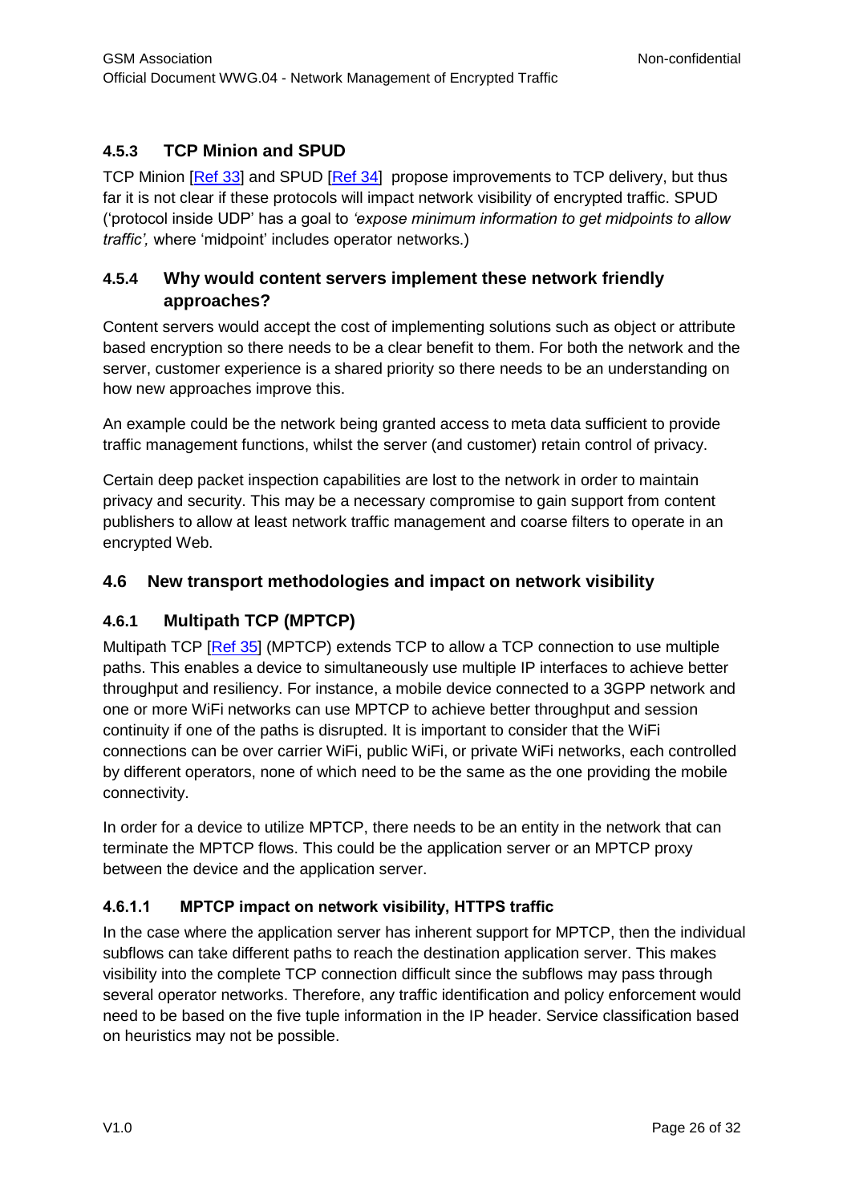### 4.5.3 TCP Minion and SPUD

TCP Minion [Ref 33] and SPUD [Ref 34] propose improvements to TCP delivery, but thus far it is not clear if these protocols will impact network visibility of encrypted traffic. SPUD ('protocol inside UDP' has a goal to *'expose minimum information to get midpoints to allow traffic',* where 'midpoint' includes operator networks.)

### 4.5.4 Why would content servers implement these network friendly approaches?

Content servers would accept the cost of implementing solutions such as object or attribute based encryption so there needs to be a clear benefit to them. For both the network and the server, customer experience is a shared priority so there needs to be an understanding on how new approaches improve this.

An example could be the network being granted access to meta data sufficient to provide traffic management functions, whilst the server (and customer) retain control of privacy.

Certain deep packet inspection capabilities are lost to the network in order to maintain privacy and security. This may be a necessary compromise to gain support from content publishers to allow at least network traffic management and coarse filters to operate in an encrypted Web.

## 4.6 New transport methodologies and impact on network visibility

### 4.6.1 Multipath TCP (MPTCP)

Multipath TCP [Ref 35] (MPTCP) extends TCP to allow a TCP connection to use multiple paths. This enables a device to simultaneously use multiple IP interfaces to achieve better throughput and resiliency. For instance, a mobile device connected to a 3GPP network and one or more WiFi networks can use MPTCP to achieve better throughput and session continuity if one of the paths is disrupted. It is important to consider that the WiFi connections can be over carrier WiFi, public WiFi, or private WiFi networks, each controlled by different operators, none of which need to be the same as the one providing the mobile connectivity.

In order for a device to utilize MPTCP, there needs to be an entity in the network that can terminate the MPTCP flows. This could be the application server or an MPTCP proxy between the device and the application server.

#### 4.6.1.1 MPTCP impact on network visibility, HTTPS traffic

In the case where the application server has inherent support for MPTCP, then the individual subflows can take different paths to reach the destination application server. This makes visibility into the complete TCP connection difficult since the subflows may pass through several operator networks. Therefore, any traffic identification and policy enforcement would need to be based on the five tuple information in the IP header. Service classification based on heuristics may not be possible.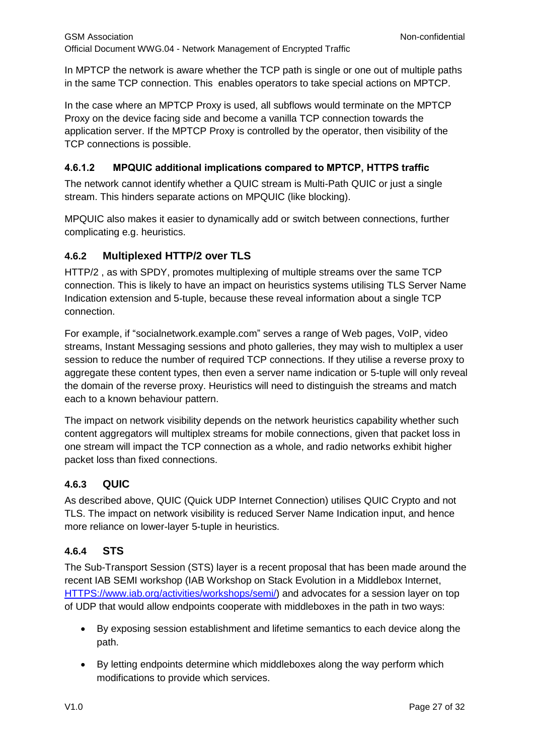In MPTCP the network is aware whether the TCP path is single or one out of multiple paths in the same TCP connection. This  enables operators to take special actions on MPTCP.

In the case where an MPTCP Proxy is used, all subflows would terminate on the MPTCP Proxy on the device facing side and become a vanilla TCP connection towards the application server. If the MPTCP Proxy is controlled by the operator, then visibility of the TCP connections is possible.

#### 4.6.1.2 MPQUIC additional implications compared to MPTCP, HTTPS traffic

The network cannot identify whether a QUIC stream is Multi-Path QUIC or just a single stream. This hinders separate actions on MPQUIC (like blocking).

MPQUIC also makes it easier to dynamically add or switch between connections, further complicating e.g. heuristics.

### 4.6.2 Multiplexed HTTP/2 over TLS

HTTP/2 , as with SPDY, promotes multiplexing of multiple streams over the same TCP connection. This is likely to have an impact on heuristics systems utilising TLS Server Name Indication extension and 5-tuple, because these reveal information about a single TCP connection.

For example, if "socialnetwork.example.com" serves a range of Web pages, VoIP, video streams, Instant Messaging sessions and photo galleries, they may wish to multiplex a user session to reduce the number of required TCP connections. If they utilise a reverse proxy to aggregate these content types, then even a server name indication or 5-tuple will only reveal the domain of the reverse proxy. Heuristics will need to distinguish the streams and match each to a known behaviour pattern.

The impact on network visibility depends on the network heuristics capability whether such content aggregators will multiplex streams for mobile connections, given that packet loss in one stream will impact the TCP connection as a whole, and radio networks exhibit higher packet loss than fixed connections.

### 4.6.3 QUIC

As described above, QUIC (Quick UDP Internet Connection) utilises QUIC Crypto and not TLS. The impact on network visibility is reduced Server Name Indication input, and hence more reliance on lower-layer 5-tuple in heuristics.

### 4.6.4 STS

The Sub-Transport Session (STS) layer is a recent proposal that has been made around the recent IAB SEMI workshop (IAB Workshop on Stack Evolution in a Middlebox Internet, [HTTPS://www.iab.org/activities/workshops/semi/](HTTPS://www.iab.org/activities/workshops/semi/)) and advocates for a session layer on top of UDP that would allow endpoints cooperate with middleboxes in the path in two ways:

- By exposing session establishment and lifetime semantics to each device along the path.
- By letting endpoints determine which middleboxes along the way perform which modifications to provide which services.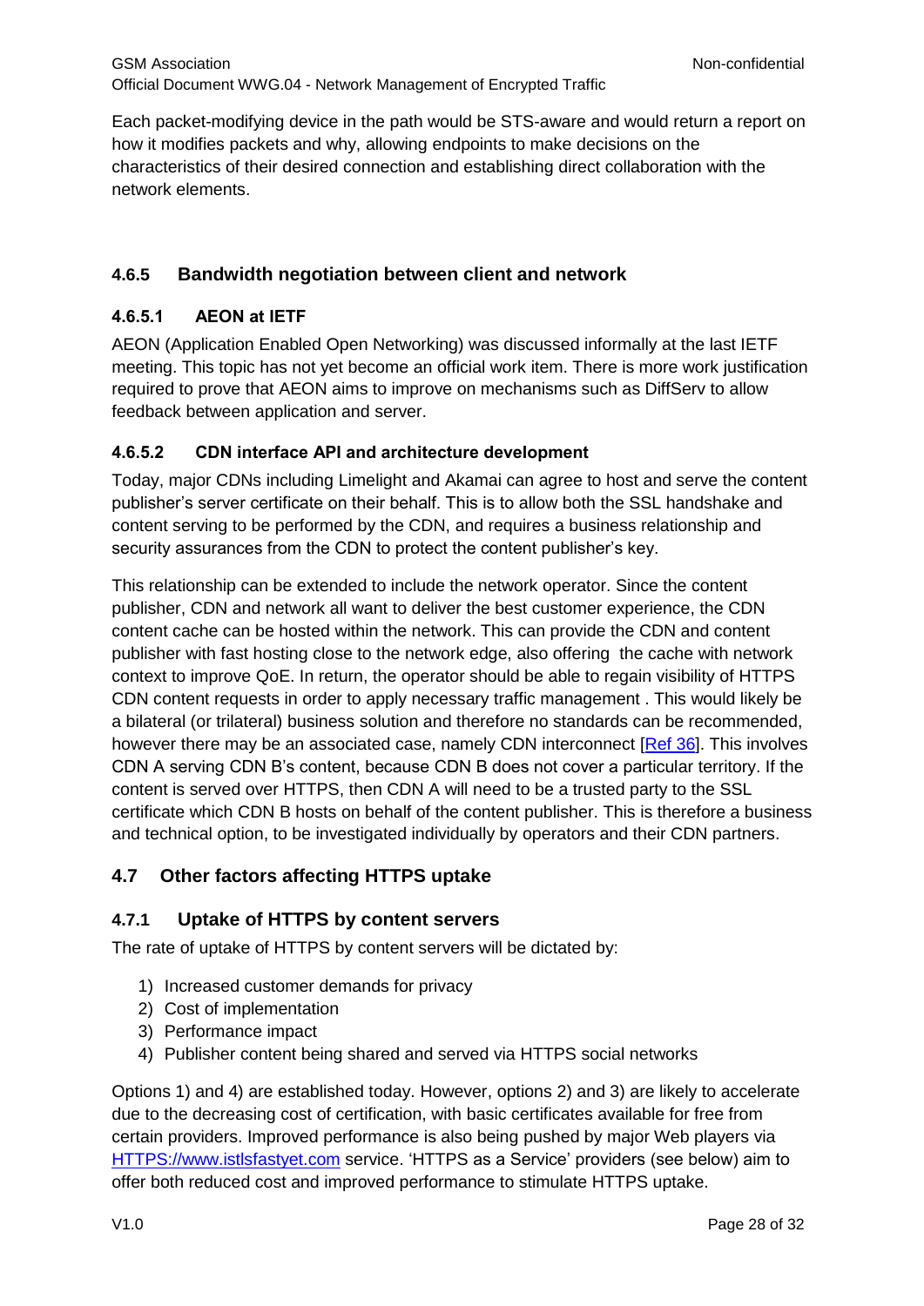Each packet-modifying device in the path would be STS-aware and would return a report on how it modifies packets and why, allowing endpoints to make decisions on the characteristics of their desired connection and establishing direct collaboration with the network elements.

### 4.6.5 Bandwidth negotiation between client and network

#### 4.6.5.1 AEON at IETF

AEON (Application Enabled Open Networking) was discussed informally at the last IETF meeting. This topic has not yet become an official work item. There is more work justification required to prove that AEON aims to improve on mechanisms such as DiffServ to allow feedback between application and server.

#### 4.6.5.2 CDN interface API and architecture development

Today, major CDNs including Limelight and Akamai can agree to host and serve the content publisher's server certificate on their behalf. This is to allow both the SSL handshake and content serving to be performed by the CDN, and requires a business relationship and security assurances from the CDN to protect the content publisher's key.

This relationship can be extended to include the network operator. Since the content publisher, CDN and network all want to deliver the best customer experience, the CDN content cache can be hosted within the network. This can provide the CDN and content publisher with fast hosting close to the network edge, also offering the cache with network context to improve QoE. In return, the operator should be able to regain visibility of HTTPS CDN content requests in order to apply necessary traffic management . This would likely be a bilateral (or trilateral) business solution and therefore no standards can be recommended, however there may be an associated case, namely CDN interconnect [Ref 36]. This involves CDN A serving CDN B's content, because CDN B does not cover a particular territory. If the content is served over HTTPS, then CDN A will need to be a trusted party to the SSL certificate which CDN B hosts on behalf of the content publisher. This is therefore a business and technical option, to be investigated individually by operators and their CDN partners.

## 4.7 Other factors affecting HTTPS uptake

### 4.7.1 Uptake of HTTPS by content servers

The rate of uptake of HTTPS by content servers will be dictated by:

1) Increased customer demands for privacy
2) Cost of implementation
3) Performance impact
4) Publisher content being shared and served via HTTPS social networks

Options 1) and 4) are established today. However, options 2) and 3) are likely to accelerate due to the decreasing cost of certification, with basic certificates available for free from certain providers. Improved performance is also being pushed by major Web players via HTTPS://www.istlsfastyet.com service. 'HTTPS as a Service' providers (see below) aim to offer both reduced cost and improved performance to stimulate HTTPS uptake.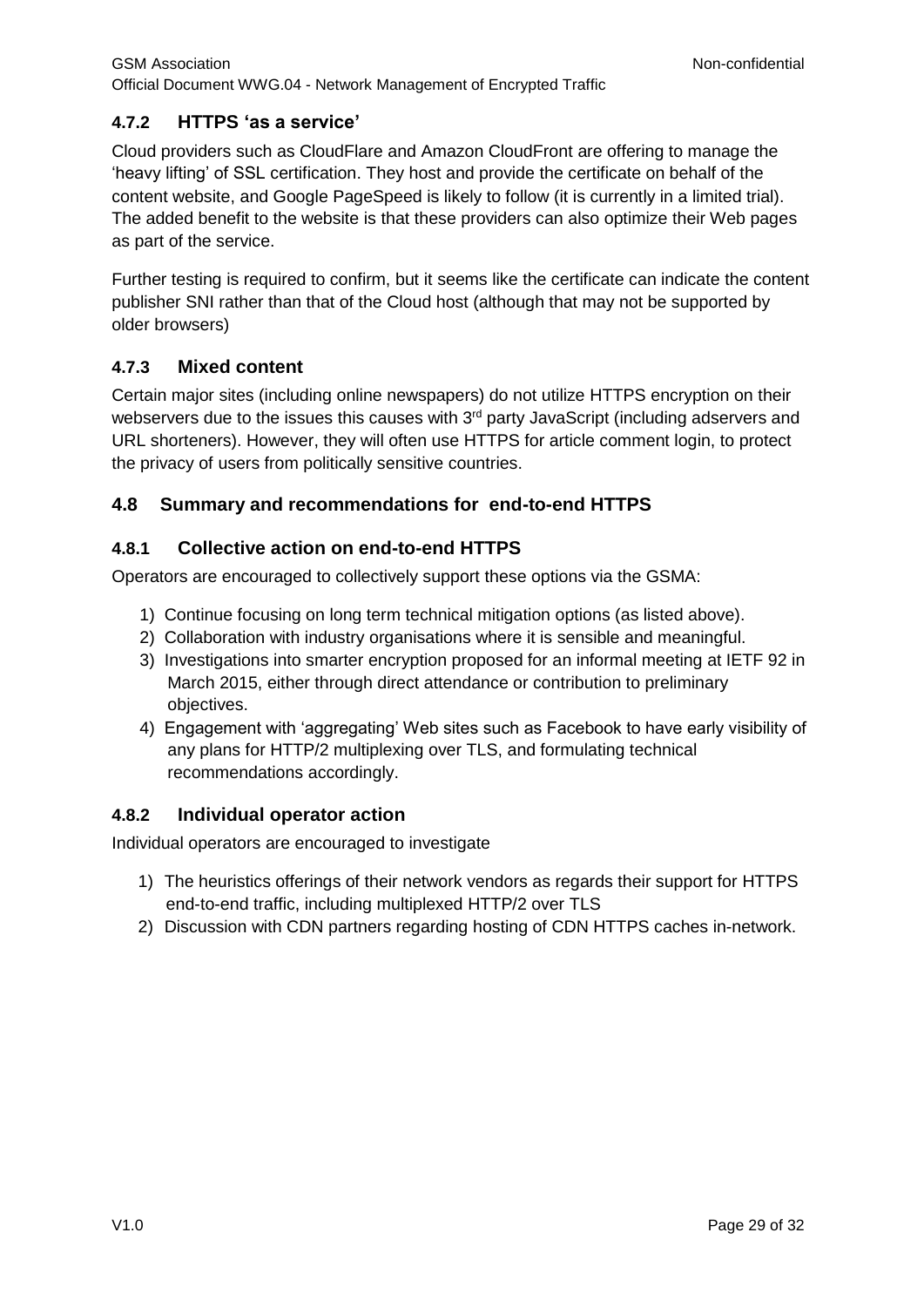### 4.7.2 HTTPS 'as a service'

Cloud providers such as CloudFlare and Amazon CloudFront are offering to manage the 'heavy lifting' of SSL certification. They host and provide the certificate on behalf of the content website, and Google PageSpeed is likely to follow (it is currently in a limited trial). The added benefit to the website is that these providers can also optimize their Web pages as part of the service.

Further testing is required to confirm, but it seems like the certificate can indicate the content publisher SNI rather than that of the Cloud host (although that may not be supported by older browsers)

### 4.7.3 Mixed content

Certain major sites (including online newspapers) do not utilize HTTPS encryption on their webservers due to the issues this causes with 3rd party JavaScript (including adservers and URL shorteners). However, they will often use HTTPS for article comment login, to protect the privacy of users from politically sensitive countries.

## 4.8 Summary and recommendations for end-to-end HTTPS

### 4.8.1 Collective action on end-to-end HTTPS

Operators are encouraged to collectively support these options via the GSMA:

1) Continue focusing on long term technical mitigation options (as listed above).
2) Collaboration with industry organisations where it is sensible and meaningful.
3) Investigations into smarter encryption proposed for an informal meeting at IETF 92 in March 2015, either through direct attendance or contribution to preliminary objectives.
4) Engagement with 'aggregating' Web sites such as Facebook to have early visibility of any plans for HTTP/2 multiplexing over TLS, and formulating technical recommendations accordingly.

### 4.8.2 Individual operator action

Individual operators are encouraged to investigate

1) The heuristics offerings of their network vendors as regards their support for HTTPS end-to-end traffic, including multiplexed HTTP/2 over TLS
2) Discussion with CDN partners regarding hosting of CDN HTTPS caches in-network.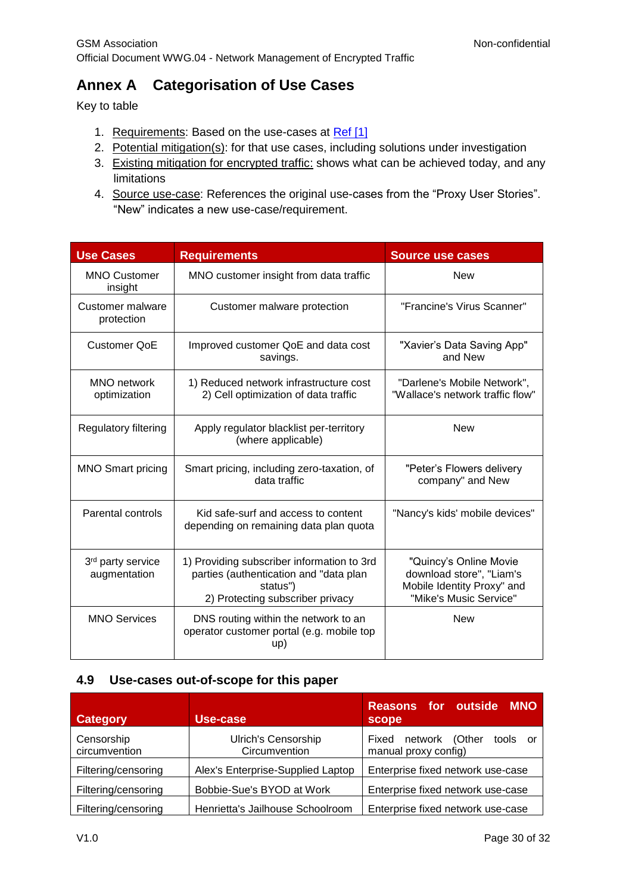# Annex A Categorisation of Use Cases

Key to table

1. Requirements: Based on the use-cases at Ref [1]
2. Potential mitigation(s): for that use cases, including solutions under investigation
3. Existing mitigation for encrypted traffic: shows what can be achieved today, and any limitations
4. Source use-case: References the original use-cases from the "Proxy User Stories". "New" indicates a new use-case/requirement.

| Use Cases | Requirements | Source use cases |
|---|---|---|
| MNO Customer insight | MNO customer insight from data traffic | New |
| Customer malware protection | Customer malware protection | "Francine's Virus Scanner" |
| Customer QoE | Improved customer QoE and data cost savings. | "Xavier's Data Saving App" and New |
| MNO network optimization | 1) Reduced network infrastructure cost<br>2) Cell optimization of data traffic | "Darlene's Mobile Network", "Wallace's network traffic flow" |
| Regulatory filtering | Apply regulator blacklist per-territory (where applicable) | New |
| MNO Smart pricing | Smart pricing, including zero-taxation, of data traffic | "Peter's Flowers delivery company" and New |
| Parental controls | Kid safe-surf and access to content depending on remaining data plan quota | "Nancy's kids' mobile devices" |
| 3rd party service augmentation | 1) Providing subscriber information to 3rd parties (authentication and "data plan status")<br>2) Protecting subscriber privacy | "Quincy's Online Movie download store", "Liam's Mobile Identity Proxy" and "Mike's Music Service" |
| MNO Services | DNS routing within the network to an operator customer portal (e.g. mobile top up) | New |

## 4.9 Use-cases out-of-scope for this paper

| Category | Use-case | Reasons for outside MNO scope |
|---|---|---|
| Censorship circumvention | Ulrich's Censorship Circumvention | Fixed network (Other tools or manual proxy config) |
| Filtering/censoring | Alex's Enterprise-Supplied Laptop | Enterprise fixed network use-case |
| Filtering/censoring | Bobbie-Sue's BYOD at Work | Enterprise fixed network use-case |
| Filtering/censoring | Henrietta's Jailhouse Schoolroom | Enterprise fixed network use-case |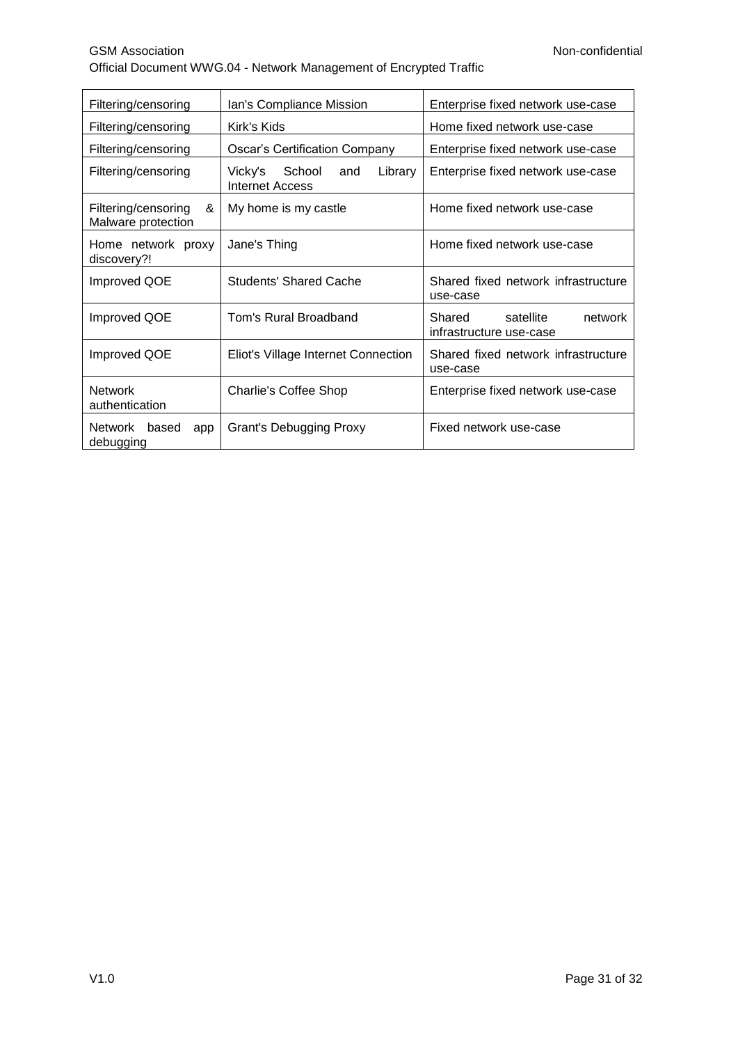| | | |
|---|---|---|
| Filtering/censoring | Ian's Compliance Mission | Enterprise fixed network use-case |
| Filtering/censoring | Kirk's Kids | Home fixed network use-case |
| Filtering/censoring | Oscar's Certification Company | Enterprise fixed network use-case |
| Filtering/censoring | Vicky's School and Library Internet Access | Enterprise fixed network use-case |
| Filtering/censoring & Malware protection | My home is my castle | Home fixed network use-case |
| Home network proxy discovery?! | Jane's Thing | Home fixed network use-case |
| Improved QOE | Students' Shared Cache | Shared fixed network infrastructure use-case |
| Improved QOE | Tom's Rural Broadband | Shared satellite network infrastructure use-case |
| Improved QOE | Eliot's Village Internet Connection | Shared fixed network infrastructure use-case |
| Network authentication | Charlie's Coffee Shop | Enterprise fixed network use-case |
| Network based app debugging | Grant's Debugging Proxy | Fixed network use-case |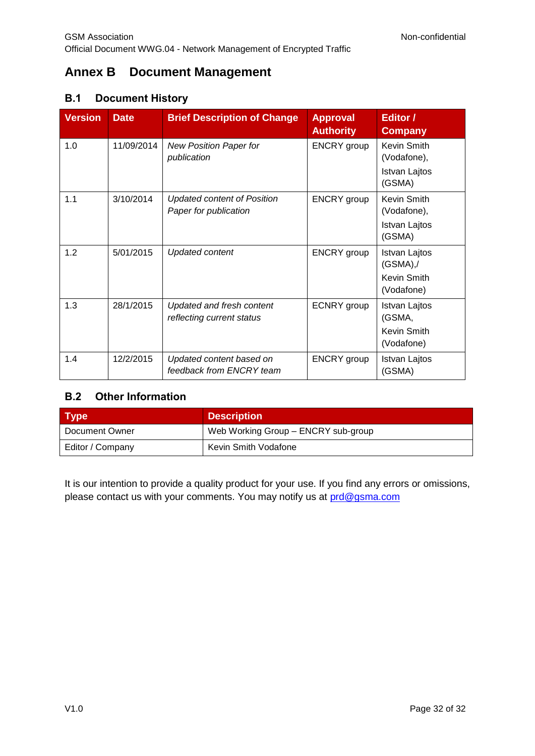# Annex B Document Management

## B.1 Document History

| Version | Date | Brief Description of Change | Approval Authority | Editor / Company |
|---|---|---|---|---|
| 1.0 | 11/09/2014 | *New Position Paper for publication* | ENCRY group | Kevin Smith (Vodafone), Istvan Lajtos (GSMA) |
| 1.1 | 3/10/2014 | *Updated content of Position Paper for publication* | ENCRY group | Kevin Smith (Vodafone), Istvan Lajtos (GSMA) |
| 1.2 | 5/01/2015 | *Updated content* | ENCRY group | Istvan Lajtos (GSMA),/ Kevin Smith (Vodafone) |
| 1.3 | 28/1/2015 | *Updated and fresh content reflecting current status* | ECNRY group | Istvan Lajtos (GSMA, Kevin Smith (Vodafone) |
| 1.4 | 12/2/2015 | *Updated content based on feedback from ENCRY team* | ENCRY group | Istvan Lajtos (GSMA) |

## B.2 Other Information

| Type | Description |
|---|---|
| Document Owner | Web Working Group – ENCRY sub-group |
| Editor / Company | Kevin Smith Vodafone |

It is our intention to provide a quality product for your use. If you find any errors or omissions, please contact us with your comments. You may notify us at prd@gsma.com